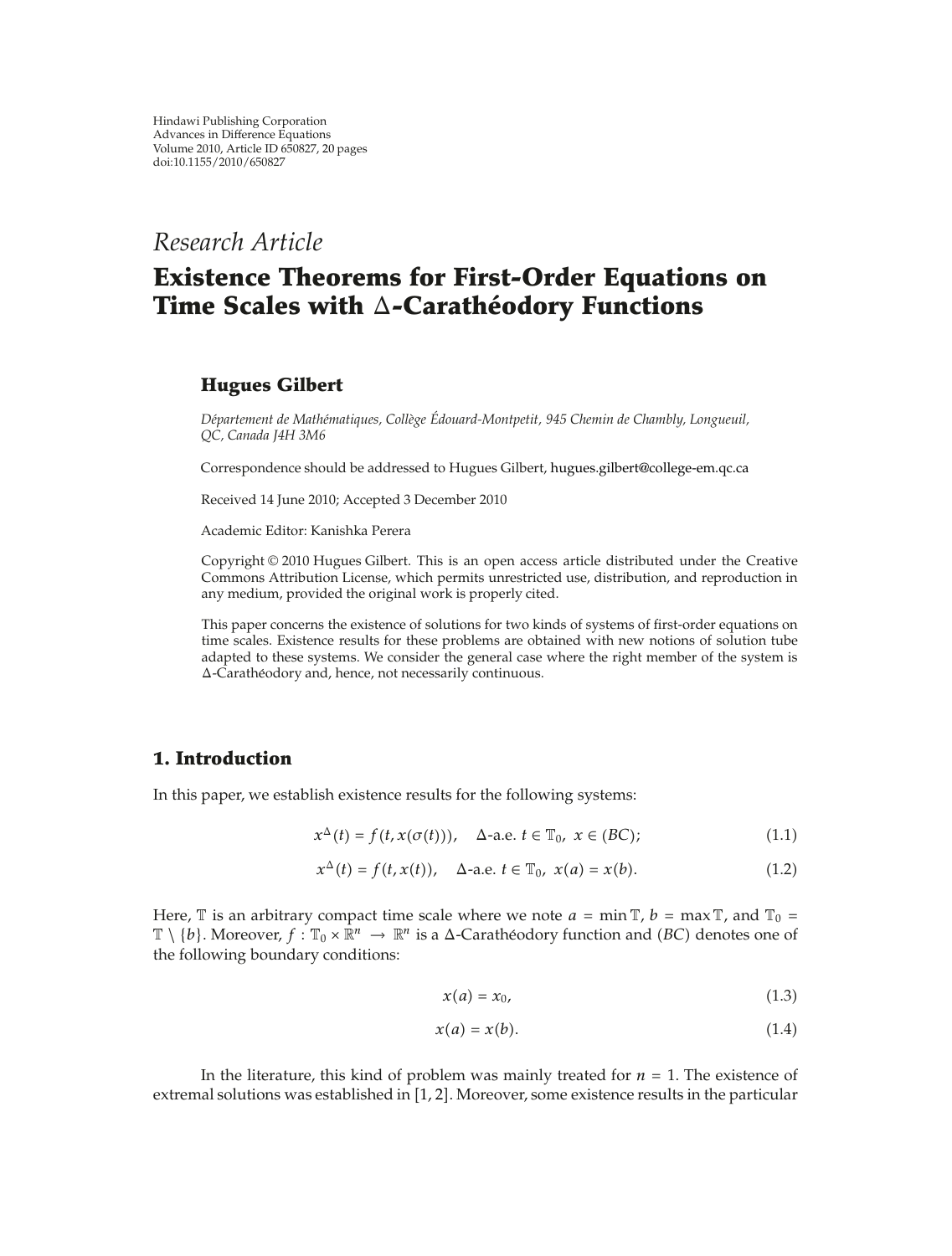Hindawi Publishing Corporation
Advances in Difference Equations
Volume 2010, Article ID 650827, 20 pages
doi:10.1155/2010/650827

*Research Article*

# Existence Theorems for First-Order Equations on Time Scales with Δ-Carathéodory Functions

**Hugues Gilbert**

*Département de Mathématiques, Collège Édouard-Montpetit, 945 Chemin de Chambly, Longueuil, QC, Canada J4H 3M6*

Correspondence should be addressed to Hugues Gilbert, hugues.gilbert@college-em.qc.ca

Received 14 June 2010; Accepted 3 December 2010

Academic Editor: Kanishka Perera

Copyright © 2010 Hugues Gilbert. This is an open access article distributed under the Creative Commons Attribution License, which permits unrestricted use, distribution, and reproduction in any medium, provided the original work is properly cited.

This paper concerns the existence of solutions for two kinds of systems of first-order equations on time scales. Existence results for these problems are obtained with new notions of solution tube adapted to these systems. We consider the general case where the right member of the system is Δ-Carathéodory and, hence, not necessarily continuous.

## 1. Introduction

In this paper, we establish existence results for the following systems:

$$x^{\Delta}(t) = f(t, x(\sigma(t))), \quad \Delta\text{-a.e. } t \in \mathbb{T}_0, \ x \in (BC); \tag{1.1}$$

$$x^{\Delta}(t) = f(t, x(t)), \quad \Delta\text{-a.e. } t \in \mathbb{T}_0, \ x(a) = x(b). \tag{1.2}$$

Here, $\mathbb{T}$ is an arbitrary compact time scale where we note $a = \min \mathbb{T}$, $b = \max \mathbb{T}$, and $\mathbb{T}_0 = \mathbb{T} \setminus \{b\}$. Moreover, $f : \mathbb{T}_0 \times \mathbb{R}^n \to \mathbb{R}^n$ is a Δ-Carathéodory function and $(BC)$ denotes one of the following boundary conditions:

$$x(a) = x_0, \tag{1.3}$$

$$x(a) = x(b). \tag{1.4}$$

In the literature, this kind of problem was mainly treated for $n = 1$. The existence of extremal solutions was established in [1, 2]. Moreover, some existence results in the particular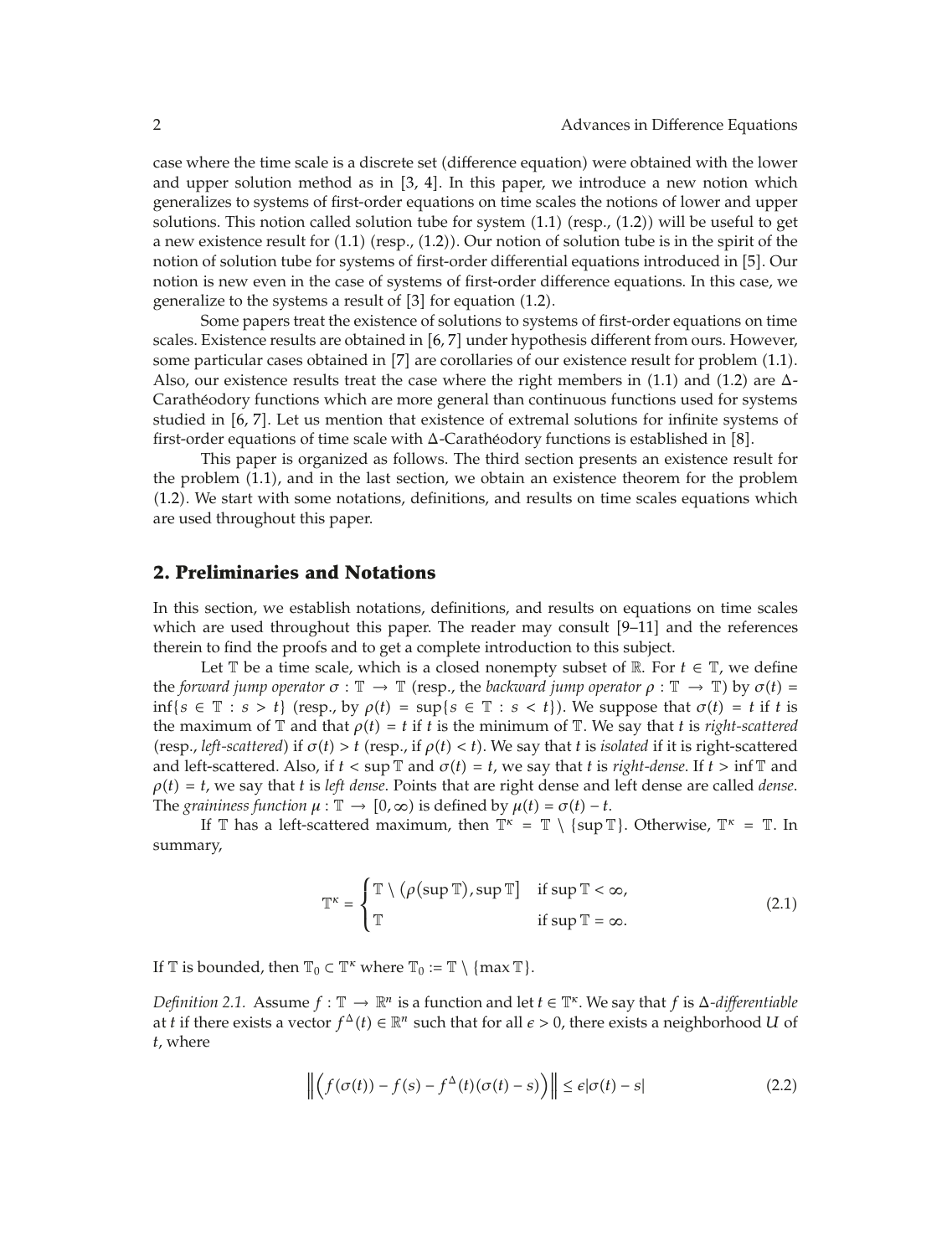case where the time scale is a discrete set (difference equation) were obtained with the lower and upper solution method as in [3, 4]. In this paper, we introduce a new notion which generalizes to systems of first-order equations on time scales the notions of lower and upper solutions. This notion called solution tube for system (1.1) (resp., (1.2)) will be useful to get a new existence result for (1.1) (resp., (1.2)). Our notion of solution tube is in the spirit of the notion of solution tube for systems of first-order differential equations introduced in [5]. Our notion is new even in the case of systems of first-order difference equations. In this case, we generalize to the systems a result of [3] for equation (1.2).

Some papers treat the existence of solutions to systems of first-order equations on time scales. Existence results are obtained in [6, 7] under hypothesis different from ours. However, some particular cases obtained in [7] are corollaries of our existence result for problem (1.1). Also, our existence results treat the case where the right members in (1.1) and (1.2) are $\Delta$-Carathéodory functions which are more general than continuous functions used for systems studied in [6, 7]. Let us mention that existence of extremal solutions for infinite systems of first-order equations of time scale with $\Delta$-Carathéodory functions is established in [8].

This paper is organized as follows. The third section presents an existence result for the problem (1.1), and in the last section, we obtain an existence theorem for the problem (1.2). We start with some notations, definitions, and results on time scales equations which are used throughout this paper.

## 2. Preliminaries and Notations

In this section, we establish notations, definitions, and results on equations on time scales which are used throughout this paper. The reader may consult [9–11] and the references therein to find the proofs and to get a complete introduction to this subject.

Let $\mathbb{T}$ be a time scale, which is a closed nonempty subset of $\mathbb{R}$. For $t \in \mathbb{T}$, we define the *forward jump operator* $\sigma : \mathbb{T} \to \mathbb{T}$ (resp., the *backward jump operator* $\rho : \mathbb{T} \to \mathbb{T}$) by $\sigma(t) = \inf\{s \in \mathbb{T} : s > t\}$ (resp., by $\rho(t) = \sup\{s \in \mathbb{T} : s < t\}$). We suppose that $\sigma(t) = t$ if $t$ is the maximum of $\mathbb{T}$ and that $\rho(t) = t$ if $t$ is the minimum of $\mathbb{T}$. We say that $t$ is *right-scattered* (resp., *left-scattered*) if $\sigma(t) > t$ (resp., if $\rho(t) < t$). We say that $t$ is *isolated* if it is right-scattered and left-scattered. Also, if $t < \sup \mathbb{T}$ and $\sigma(t) = t$, we say that $t$ is *right-dense*. If $t > \inf \mathbb{T}$ and $\rho(t) = t$, we say that $t$ is *left dense*. Points that are right dense and left dense are called *dense*. The *graininess function* $\mu : \mathbb{T} \to [0, \infty)$ is defined by $\mu(t) = \sigma(t) - t$.

If $\mathbb{T}$ has a left-scattered maximum, then $\mathbb{T}^\kappa = \mathbb{T} \setminus \{\sup \mathbb{T}\}$. Otherwise, $\mathbb{T}^\kappa = \mathbb{T}$. In summary,

$$\mathbb{T}^\kappa = \begin{cases} \mathbb{T} \setminus (\rho(\sup \mathbb{T}), \sup \mathbb{T}] & \text{if } \sup \mathbb{T} < \infty, \\ \mathbb{T} & \text{if } \sup \mathbb{T} = \infty. \end{cases} \tag{2.1}$$

If $\mathbb{T}$ is bounded, then $\mathbb{T}_0 \subset \mathbb{T}^\kappa$ where $\mathbb{T}_0 := \mathbb{T} \setminus \{\max \mathbb{T}\}$.

*Definition 2.1.* Assume $f : \mathbb{T} \to \mathbb{R}^n$ is a function and let $t \in \mathbb{T}^\kappa$. We say that $f$ is $\Delta$*-differentiable* at $t$ if there exists a vector $f^\Delta(t) \in \mathbb{R}^n$ such that for all $\epsilon > 0$, there exists a neighborhood $U$ of $t$, where

$$\left\| \left( f(\sigma(t)) - f(s) - f^\Delta(t)(\sigma(t) - s) \right) \right\| \le \epsilon |\sigma(t) - s| \tag{2.2}$$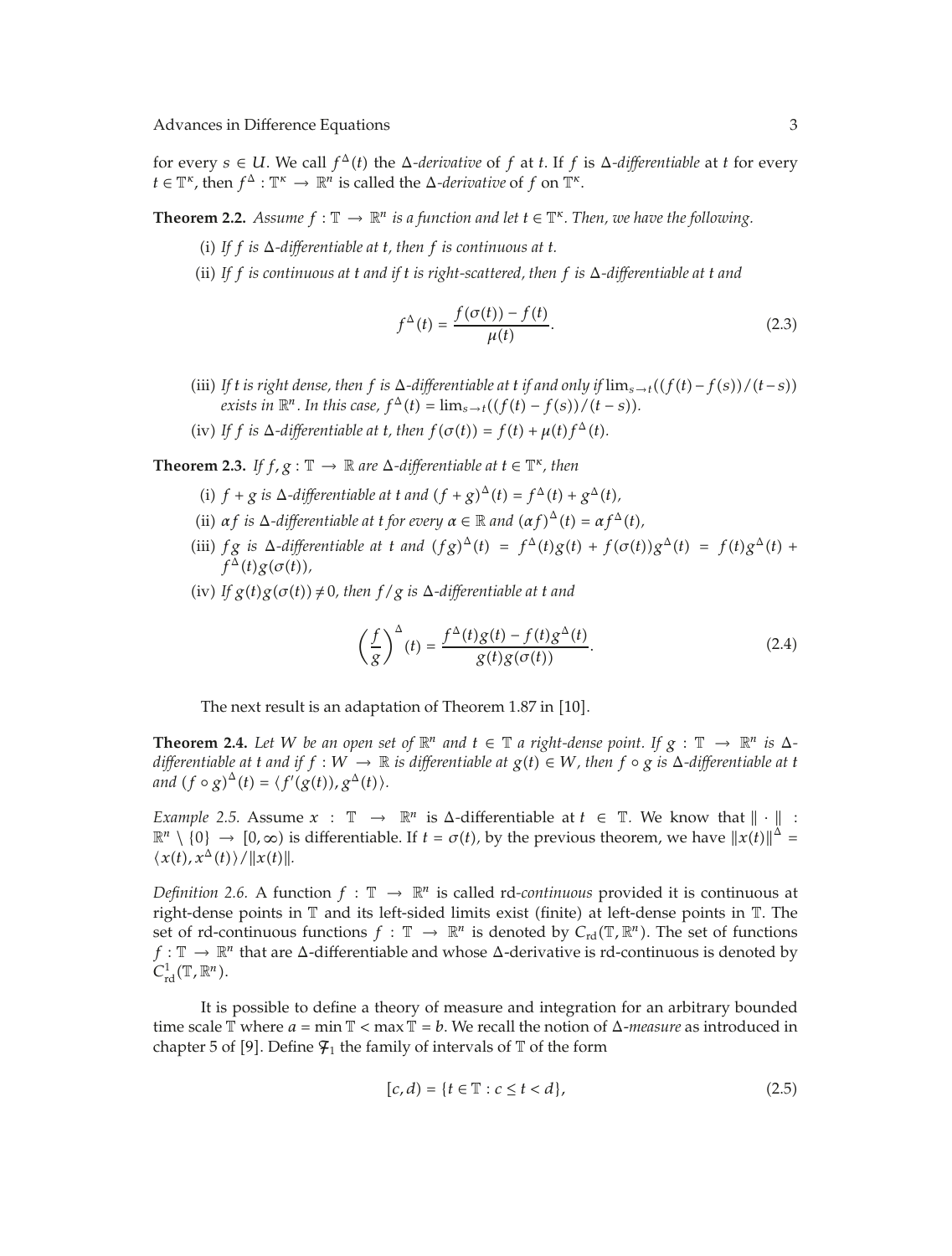for every $s \in U$. We call $f^{\Delta}(t)$ the $\Delta$-*derivative* of $f$ at $t$. If $f$ is $\Delta$-*differentiable* at $t$ for every $t \in \mathbb{T}^{\kappa}$, then $f^{\Delta} : \mathbb{T}^{\kappa} \to \mathbb{R}^n$ is called the $\Delta$-*derivative* of $f$ on $\mathbb{T}^{\kappa}$.

**Theorem 2.2.** *Assume $f : \mathbb{T} \to \mathbb{R}^n$ is a function and let $t \in \mathbb{T}^{\kappa}$. Then, we have the following.*

(i) *If $f$ is $\Delta$-differentiable at $t$, then $f$ is continuous at $t$.*

(ii) *If $f$ is continuous at $t$ and if $t$ is right-scattered, then $f$ is $\Delta$-differentiable at $t$ and*

$$f^{\Delta}(t) = \frac{f(\sigma(t)) - f(t)}{\mu(t)}. \tag{2.3}$$

(iii) *If $t$ is right dense, then $f$ is $\Delta$-differentiable at $t$ if and only if $\lim_{s \to t}((f(t) - f(s))/(t - s))$ exists in $\mathbb{R}^n$. In this case, $f^{\Delta}(t) = \lim_{s \to t}((f(t) - f(s))/(t - s))$.*

(iv) *If $f$ is $\Delta$-differentiable at $t$, then $f(\sigma(t)) = f(t) + \mu(t) f^{\Delta}(t)$.*

**Theorem 2.3.** *If $f, g : \mathbb{T} \to \mathbb{R}$ are $\Delta$-differentiable at $t \in \mathbb{T}^{\kappa}$, then*

(i) *$f + g$ is $\Delta$-differentiable at $t$ and $(f + g)^{\Delta}(t) = f^{\Delta}(t) + g^{\Delta}(t)$,*

(ii) *$\alpha f$ is $\Delta$-differentiable at $t$ for every $\alpha \in \mathbb{R}$ and $(\alpha f)^{\Delta}(t) = \alpha f^{\Delta}(t)$,*

(iii) *$fg$ is $\Delta$-differentiable at $t$ and $(fg)^{\Delta}(t) = f^{\Delta}(t) g(t) + f(\sigma(t)) g^{\Delta}(t) = f(t) g^{\Delta}(t) + f^{\Delta}(t) g(\sigma(t))$,*

(iv) *If $g(t) g(\sigma(t)) \neq 0$, then $f/g$ is $\Delta$-differentiable at $t$ and*

$$\left(\frac{f}{g}\right)^{\Delta}(t) = \frac{f^{\Delta}(t) g(t) - f(t) g^{\Delta}(t)}{g(t) g(\sigma(t))}. \tag{2.4}$$

The next result is an adaptation of Theorem 1.87 in [10].

**Theorem 2.4.** *Let $W$ be an open set of $\mathbb{R}^n$ and $t \in \mathbb{T}$ a right-dense point. If $g : \mathbb{T} \to \mathbb{R}^n$ is $\Delta$-differentiable at $t$ and if $f : W \to \mathbb{R}$ is differentiable at $g(t) \in W$, then $f \circ g$ is $\Delta$-differentiable at $t$ and $(f \circ g)^{\Delta}(t) = \langle f'(g(t)), g^{\Delta}(t) \rangle$.*

*Example 2.5.* Assume $x : \mathbb{T} \to \mathbb{R}^n$ is $\Delta$-differentiable at $t \in \mathbb{T}$. We know that $\| \cdot \| : \mathbb{R}^n \setminus \{0\} \to [0, \infty)$ is differentiable. If $t = \sigma(t)$, by the previous theorem, we have $\|x(t)\|^{\Delta} = \langle x(t), x^{\Delta}(t) \rangle / \|x(t)\|$.

*Definition 2.6.* A function $f : \mathbb{T} \to \mathbb{R}^n$ is called rd-*continuous* provided it is continuous at right-dense points in $\mathbb{T}$ and its left-sided limits exist (finite) at left-dense points in $\mathbb{T}$. The set of rd-continuous functions $f : \mathbb{T} \to \mathbb{R}^n$ is denoted by $C_{\mathrm{rd}}(\mathbb{T}, \mathbb{R}^n)$. The set of functions $f : \mathbb{T} \to \mathbb{R}^n$ that are $\Delta$-differentiable and whose $\Delta$-derivative is rd-continuous is denoted by $C^1_{\mathrm{rd}}(\mathbb{T}, \mathbb{R}^n)$.

It is possible to define a theory of measure and integration for an arbitrary bounded time scale $\mathbb{T}$ where $a = \min \mathbb{T} < \max \mathbb{T} = b$. We recall the notion of $\Delta$-*measure* as introduced in chapter 5 of [9]. Define $\mathcal{F}_1$ the family of intervals of $\mathbb{T}$ of the form

$$[c, d) = \{t \in \mathbb{T} : c \leq t < d\}, \tag{2.5}$$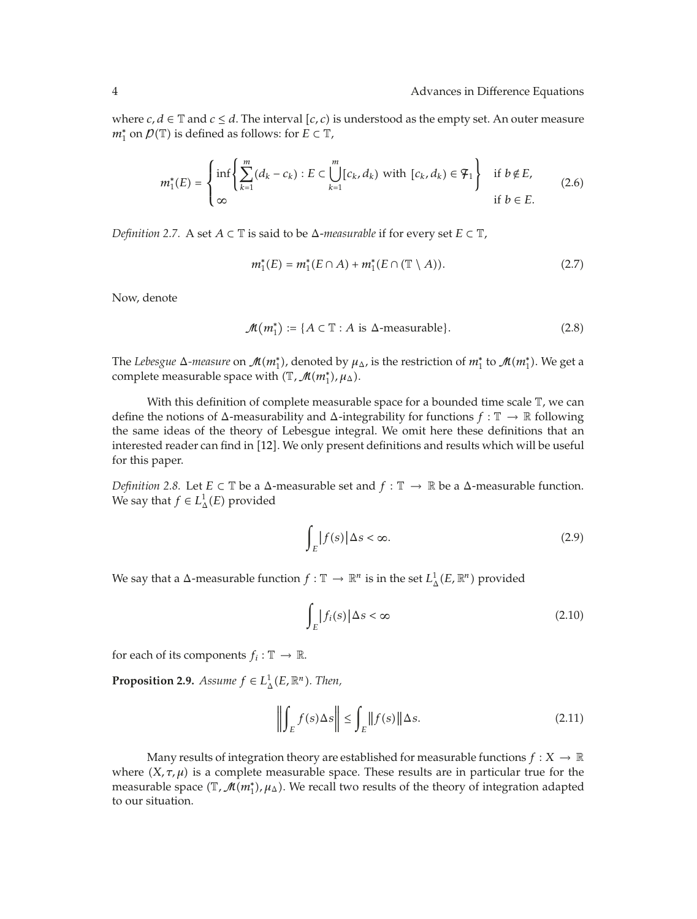where $c, d \in \mathbb{T}$ and $c \le d$. The interval $[c, c)$ is understood as the empty set. An outer measure $m_1^*$ on $\mathcal{P}(\mathbb{T})$ is defined as follows: for $E \subset \mathbb{T}$,

$$m_1^*(E) = \begin{cases} \inf\left\{ \displaystyle\sum_{k=1}^{m} (d_k - c_k) : E \subset \bigcup_{k=1}^{m} [c_k, d_k) \text{ with } [c_k, d_k) \in \mathcal{F}_1 \right\} & \text{if } b \notin E, \\ \infty & \text{if } b \in E. \end{cases} \tag{2.6}$$

*Definition 2.7.* A set $A \subset \mathbb{T}$ is said to be $\Delta$*-measurable* if for every set $E \subset \mathbb{T}$,

$$m_1^*(E) = m_1^*(E \cap A) + m_1^*(E \cap (\mathbb{T} \setminus A)). \tag{2.7}$$

Now, denote

$$\mathcal{M}(m_1^*) := \{A \subset \mathbb{T} : A \text{ is } \Delta\text{-measurable}\}. \tag{2.8}$$

The *Lebesgue* $\Delta$*-measure* on $\mathcal{M}(m_1^*)$, denoted by $\mu_\Delta$, is the restriction of $m_1^*$ to $\mathcal{M}(m_1^*)$. We get a complete measurable space with $(\mathbb{T}, \mathcal{M}(m_1^*), \mu_\Delta)$.

With this definition of complete measurable space for a bounded time scale $\mathbb{T}$, we can define the notions of $\Delta$-measurability and $\Delta$-integrability for functions $f : \mathbb{T} \to \mathbb{R}$ following the same ideas of the theory of Lebesgue integral. We omit here these definitions that an interested reader can find in [12]. We only present definitions and results which will be useful for this paper.

*Definition 2.8.* Let $E \subset \mathbb{T}$ be a $\Delta$-measurable set and $f : \mathbb{T} \to \mathbb{R}$ be a $\Delta$-measurable function. We say that $f \in L_\Delta^1(E)$ provided

$$\int_E |f(s)| \Delta s < \infty. \tag{2.9}$$

We say that a $\Delta$-measurable function $f : \mathbb{T} \to \mathbb{R}^n$ is in the set $L_\Delta^1(E, \mathbb{R}^n)$ provided

$$\int_E |f_i(s)| \Delta s < \infty \tag{2.10}$$

for each of its components $f_i : \mathbb{T} \to \mathbb{R}$.

**Proposition 2.9.** *Assume* $f \in L_\Delta^1(E, \mathbb{R}^n)$. *Then,*

$$\left\| \int_E f(s) \Delta s \right\| \le \int_E \|f(s)\| \Delta s. \tag{2.11}$$

Many results of integration theory are established for measurable functions $f : X \to \mathbb{R}$ where $(X, \tau, \mu)$ is a complete measurable space. These results are in particular true for the measurable space $(\mathbb{T}, \mathcal{M}(m_1^*), \mu_\Delta)$. We recall two results of the theory of integration adapted to our situation.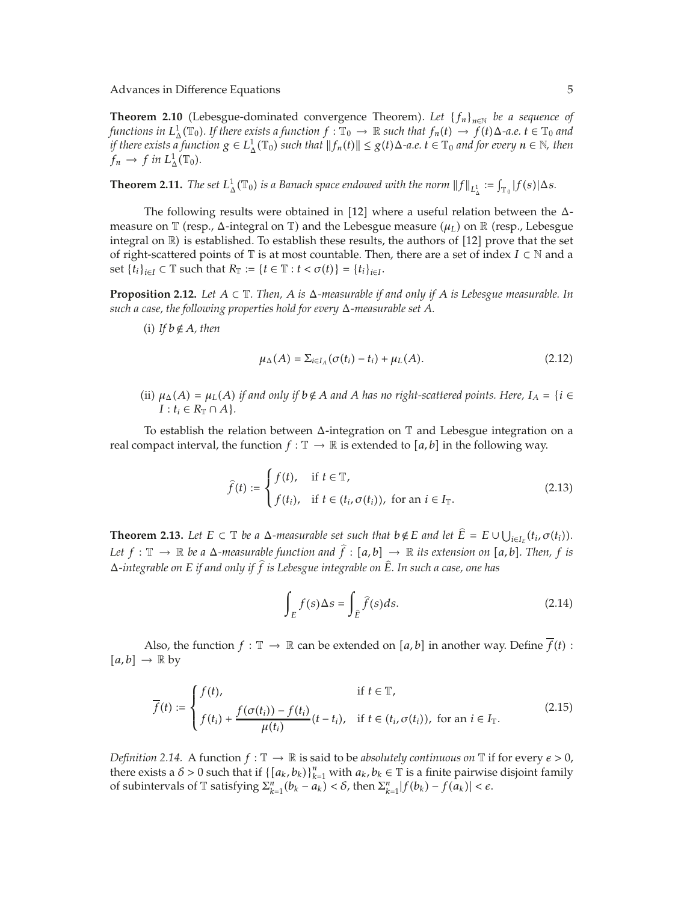**Theorem 2.10** (Lebesgue-dominated convergence Theorem). *Let $\{f_n\}_{n\in\mathbb{N}}$ be a sequence of functions in $L^1_\Delta(\mathbb{T}_0)$. If there exists a function $f : \mathbb{T}_0 \to \mathbb{R}$ such that $f_n(t) \to f(t)\,\Delta$-a.e. $t \in \mathbb{T}_0$ and if there exists a function $g \in L^1_\Delta(\mathbb{T}_0)$ such that $\|f_n(t)\| \leq g(t)\,\Delta$-a.e. $t \in \mathbb{T}_0$ and for every $n \in \mathbb{N}$, then $f_n \to f$ in $L^1_\Delta(\mathbb{T}_0)$.*

**Theorem 2.11.** *The set $L^1_\Delta(\mathbb{T}_0)$ is a Banach space endowed with the norm $\|f\|_{L^1_\Delta} := \int_{\mathbb{T}_0} |f(s)|\Delta s$.*

The following results were obtained in [12] where a useful relation between the $\Delta$-measure on $\mathbb{T}$ (resp., $\Delta$-integral on $\mathbb{T}$) and the Lebesgue measure ($\mu_L$) on $\mathbb{R}$ (resp., Lebesgue integral on $\mathbb{R}$) is established. To establish these results, the authors of [12] prove that the set of right-scattered points of $\mathbb{T}$ is at most countable. Then, there are a set of index $I \subset \mathbb{N}$ and a set $\{t_i\}_{i\in I} \subset \mathbb{T}$ such that $R_{\mathbb{T}} := \{t \in \mathbb{T} : t < \sigma(t)\} = \{t_i\}_{i\in I}$.

**Proposition 2.12.** *Let $A \subset \mathbb{T}$. Then, $A$ is $\Delta$-measurable if and only if $A$ is Lebesgue measurable. In such a case, the following properties hold for every $\Delta$-measurable set $A$.*

(i) *If $b \notin A$, then*

$$\mu_\Delta(A) = \Sigma_{i\in I_A}(\sigma(t_i) - t_i) + \mu_L(A). \tag{2.12}$$

(ii) *$\mu_\Delta(A) = \mu_L(A)$ if and only if $b \notin A$ and $A$ has no right-scattered points. Here, $I_A = \{i \in I : t_i \in R_{\mathbb{T}} \cap A\}$.*

To establish the relation between $\Delta$-integration on $\mathbb{T}$ and Lebesgue integration on a real compact interval, the function $f : \mathbb{T} \to \mathbb{R}$ is extended to $[a,b]$ in the following way.

$$\widehat{f}(t) := \begin{cases} f(t), & \text{if } t \in \mathbb{T}, \\ f(t_i), & \text{if } t \in (t_i, \sigma(t_i)), \text{ for an } i \in I_{\mathbb{T}}. \end{cases} \tag{2.13}$$

**Theorem 2.13.** *Let $E \subset \mathbb{T}$ be a $\Delta$-measurable set such that $b \notin E$ and let $\widehat{E} = E \cup \bigcup_{i\in I_E}(t_i, \sigma(t_i))$. Let $f : \mathbb{T} \to \mathbb{R}$ be a $\Delta$-measurable function and $\widehat{f} : [a,b] \to \mathbb{R}$ its extension on $[a,b]$. Then, $f$ is $\Delta$-integrable on $E$ if and only if $\widehat{f}$ is Lebesgue integrable on $\widehat{E}$. In such a case, one has*

$$\int_E f(s)\Delta s = \int_{\widehat{E}} \widehat{f}(s)ds. \tag{2.14}$$

Also, the function $f : \mathbb{T} \to \mathbb{R}$ can be extended on $[a,b]$ in another way. Define $\overline{f}(t) : [a,b] \to \mathbb{R}$ by

$$\overline{f}(t) := \begin{cases} f(t), & \text{if } t \in \mathbb{T}, \\ f(t_i) + \dfrac{f(\sigma(t_i)) - f(t_i)}{\mu(t_i)}(t - t_i), & \text{if } t \in (t_i, \sigma(t_i)), \text{ for an } i \in I_{\mathbb{T}}. \end{cases} \tag{2.15}$$

*Definition 2.14.* A function $f : \mathbb{T} \to \mathbb{R}$ is said to be *absolutely continuous on* $\mathbb{T}$ if for every $\epsilon > 0$, there exists a $\delta > 0$ such that if $\{[a_k, b_k)\}_{k=1}^n$ with $a_k, b_k \in \mathbb{T}$ is a finite pairwise disjoint family of subintervals of $\mathbb{T}$ satisfying $\Sigma_{k=1}^n (b_k - a_k) < \delta$, then $\Sigma_{k=1}^n |f(b_k) - f(a_k)| < \epsilon$.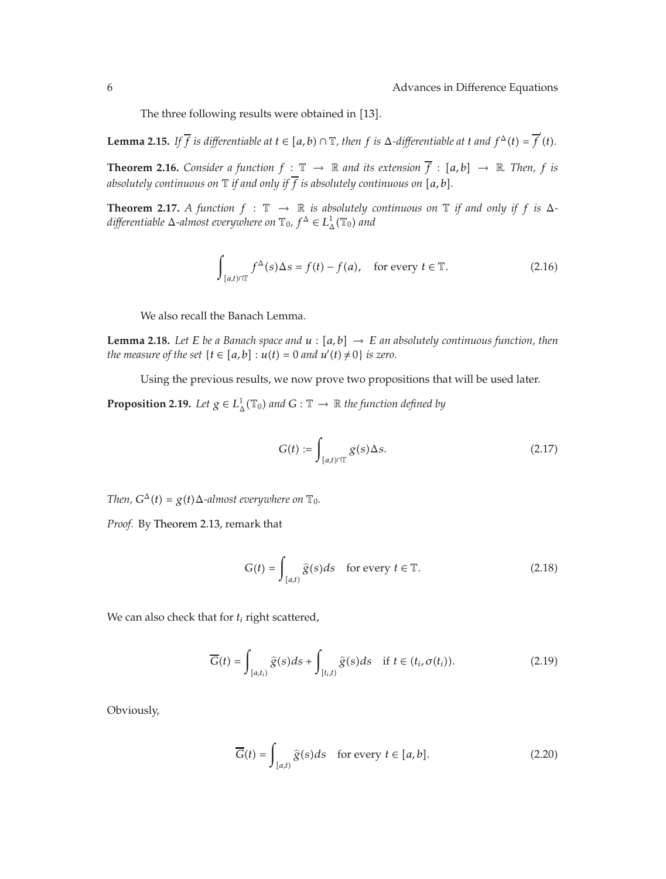The three following results were obtained in [13].

**Lemma 2.15.** *If $\overline{f}$ is differentiable at $t \in [a,b) \cap \mathbb{T}$, then $f$ is $\Delta$-differentiable at $t$ and $f^{\Delta}(t) = \overline{f}'(t)$.*

**Theorem 2.16.** *Consider a function $f : \mathbb{T} \to \mathbb{R}$ and its extension $\overline{f} : [a,b] \to \mathbb{R}$. Then, $f$ is absolutely continuous on $\mathbb{T}$ if and only if $\overline{f}$ is absolutely continuous on $[a,b]$.*

**Theorem 2.17.** *A function $f : \mathbb{T} \to \mathbb{R}$ is absolutely continuous on $\mathbb{T}$ if and only if $f$ is $\Delta$-differentiable $\Delta$-almost everywhere on $\mathbb{T}_0$, $f^{\Delta} \in L^1_{\Delta}(\mathbb{T}_0)$ and*

$$\int_{[a,t)\cap\mathbb{T}} f^{\Delta}(s)\Delta s = f(t) - f(a), \quad \text{for every } t \in \mathbb{T}. \tag{2.16}$$

We also recall the Banach Lemma.

**Lemma 2.18.** *Let $E$ be a Banach space and $u : [a,b] \to E$ an absolutely continuous function, then the measure of the set $\{t \in [a,b] : u(t) = 0 \text{ and } u'(t) \neq 0\}$ is zero.*

Using the previous results, we now prove two propositions that will be used later.

**Proposition 2.19.** *Let $g \in L^1_{\Delta}(\mathbb{T}_0)$ and $G : \mathbb{T} \to \mathbb{R}$ the function defined by*

$$G(t) := \int_{[a,t)\cap\mathbb{T}} g(s)\Delta s. \tag{2.17}$$

*Then, $G^{\Delta}(t) = g(t)$ $\Delta$-almost everywhere on $\mathbb{T}_0$.*

*Proof.* By Theorem 2.13, remark that

$$G(t) = \int_{[a,t)} \widehat{g}(s)ds \quad \text{for every } t \in \mathbb{T}. \tag{2.18}$$

We can also check that for $t_i$ right scattered,

$$\overline{G}(t) = \int_{[a,t_i)} \widehat{g}(s)ds + \int_{[t_i,t)} \widehat{g}(s)ds \quad \text{if } t \in (t_i, \sigma(t_i)). \tag{2.19}$$

Obviously,

$$\overline{G}(t) = \int_{[a,t)} \widehat{g}(s)ds \quad \text{for every } t \in [a,b]. \tag{2.20}$$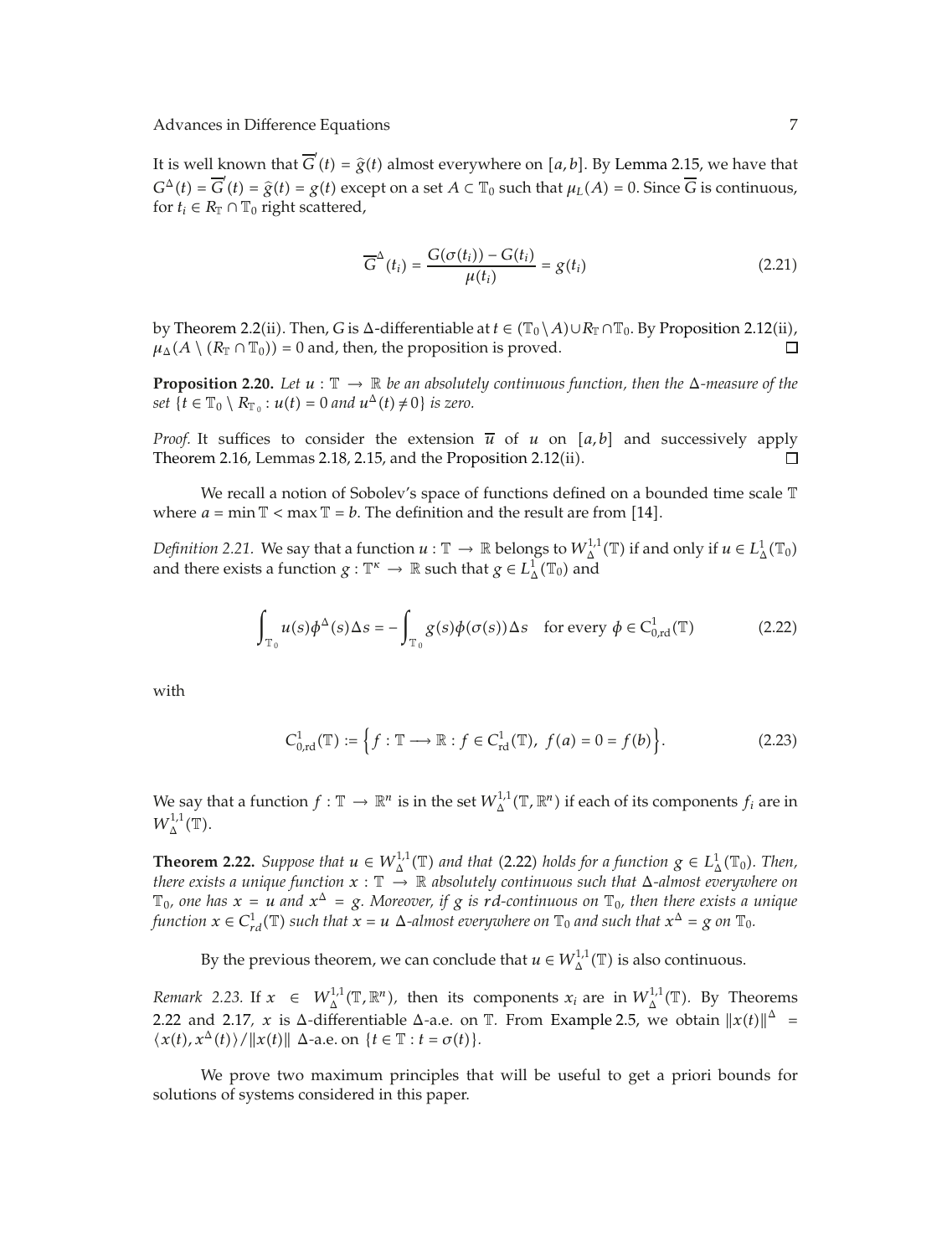It is well known that $\overline{G}'(t) = \widehat{g}(t)$ almost everywhere on $[a, b]$. By Lemma 2.15, we have that $G^{\Delta}(t) = \overline{G}'(t) = \widehat{g}(t) = g(t)$ except on a set $A \subset \mathbb{T}_0$ such that $\mu_L(A) = 0$. Since $\overline{G}$ is continuous, for $t_i \in R_{\mathbb{T}} \cap \mathbb{T}_0$ right scattered,

$$\overline{G}^{\Delta}(t_i) = \frac{G(\sigma(t_i)) - G(t_i)}{\mu(t_i)} = g(t_i) \tag{2.21}$$

by Theorem 2.2(ii). Then, $G$ is $\Delta$-differentiable at $t \in (\mathbb{T}_0 \setminus A) \cup R_{\mathbb{T}} \cap \mathbb{T}_0$. By Proposition 2.12(ii), $\mu_{\Delta}(A \setminus (R_{\mathbb{T}} \cap \mathbb{T}_0)) = 0$ and, then, the proposition is proved. □

**Proposition 2.20.** *Let $u : \mathbb{T} \to \mathbb{R}$ be an absolutely continuous function, then the $\Delta$-measure of the set $\{t \in \mathbb{T}_0 \setminus R_{\mathbb{T}_0} : u(t) = 0 \text{ and } u^{\Delta}(t) \neq 0\}$ is zero.*

*Proof.* It suffices to consider the extension $\overline{u}$ of $u$ on $[a, b]$ and successively apply Theorem 2.16, Lemmas 2.18, 2.15, and the Proposition 2.12(ii). □

We recall a notion of Sobolev's space of functions defined on a bounded time scale $\mathbb{T}$ where $a = \min \mathbb{T} < \max \mathbb{T} = b$. The definition and the result are from [14].

*Definition 2.21.* We say that a function $u : \mathbb{T} \to \mathbb{R}$ belongs to $W^{1,1}_{\Delta}(\mathbb{T})$ if and only if $u \in L^1_{\Delta}(\mathbb{T}_0)$ and there exists a function $g : \mathbb{T}^{\kappa} \to \mathbb{R}$ such that $g \in L^1_{\Delta}(\mathbb{T}_0)$ and

$$\int_{\mathbb{T}_0} u(s)\phi^{\Delta}(s)\Delta s = -\int_{\mathbb{T}_0} g(s)\phi(\sigma(s))\Delta s \quad \text{for every } \phi \in C^1_{0,\mathrm{rd}}(\mathbb{T}) \tag{2.22}$$

with

$$C^1_{0,\mathrm{rd}}(\mathbb{T}) := \left\{ f : \mathbb{T} \longrightarrow \mathbb{R} : f \in C^1_{\mathrm{rd}}(\mathbb{T}),\ f(a) = 0 = f(b) \right\}. \tag{2.23}$$

We say that a function $f : \mathbb{T} \to \mathbb{R}^n$ is in the set $W^{1,1}_{\Delta}(\mathbb{T}, \mathbb{R}^n)$ if each of its components $f_i$ are in $W^{1,1}_{\Delta}(\mathbb{T})$.

**Theorem 2.22.** *Suppose that $u \in W^{1,1}_{\Delta}(\mathbb{T})$ and that (2.22) holds for a function $g \in L^1_{\Delta}(\mathbb{T}_0)$. Then, there exists a unique function $x : \mathbb{T} \to \mathbb{R}$ absolutely continuous such that $\Delta$-almost everywhere on $\mathbb{T}_0$, one has $x = u$ and $x^{\Delta} = g$. Moreover, if $g$ is rd-continuous on $\mathbb{T}_0$, then there exists a unique function $x \in C^1_{rd}(\mathbb{T})$ such that $x = u$ $\Delta$-almost everywhere on $\mathbb{T}_0$ and such that $x^{\Delta} = g$ on $\mathbb{T}_0$.*

By the previous theorem, we can conclude that $u \in W^{1,1}_{\Delta}(\mathbb{T})$ is also continuous.

*Remark 2.23.* If $x \in W^{1,1}_{\Delta}(\mathbb{T}, \mathbb{R}^n)$, then its components $x_i$ are in $W^{1,1}_{\Delta}(\mathbb{T})$. By Theorems 2.22 and 2.17, $x$ is $\Delta$-differentiable $\Delta$-a.e. on $\mathbb{T}$. From Example 2.5, we obtain $\|x(t)\|^{\Delta} = \langle x(t), x^{\Delta}(t)\rangle / \|x(t)\|$ $\Delta$-a.e. on $\{t \in \mathbb{T} : t = \sigma(t)\}$.

We prove two maximum principles that will be useful to get a priori bounds for solutions of systems considered in this paper.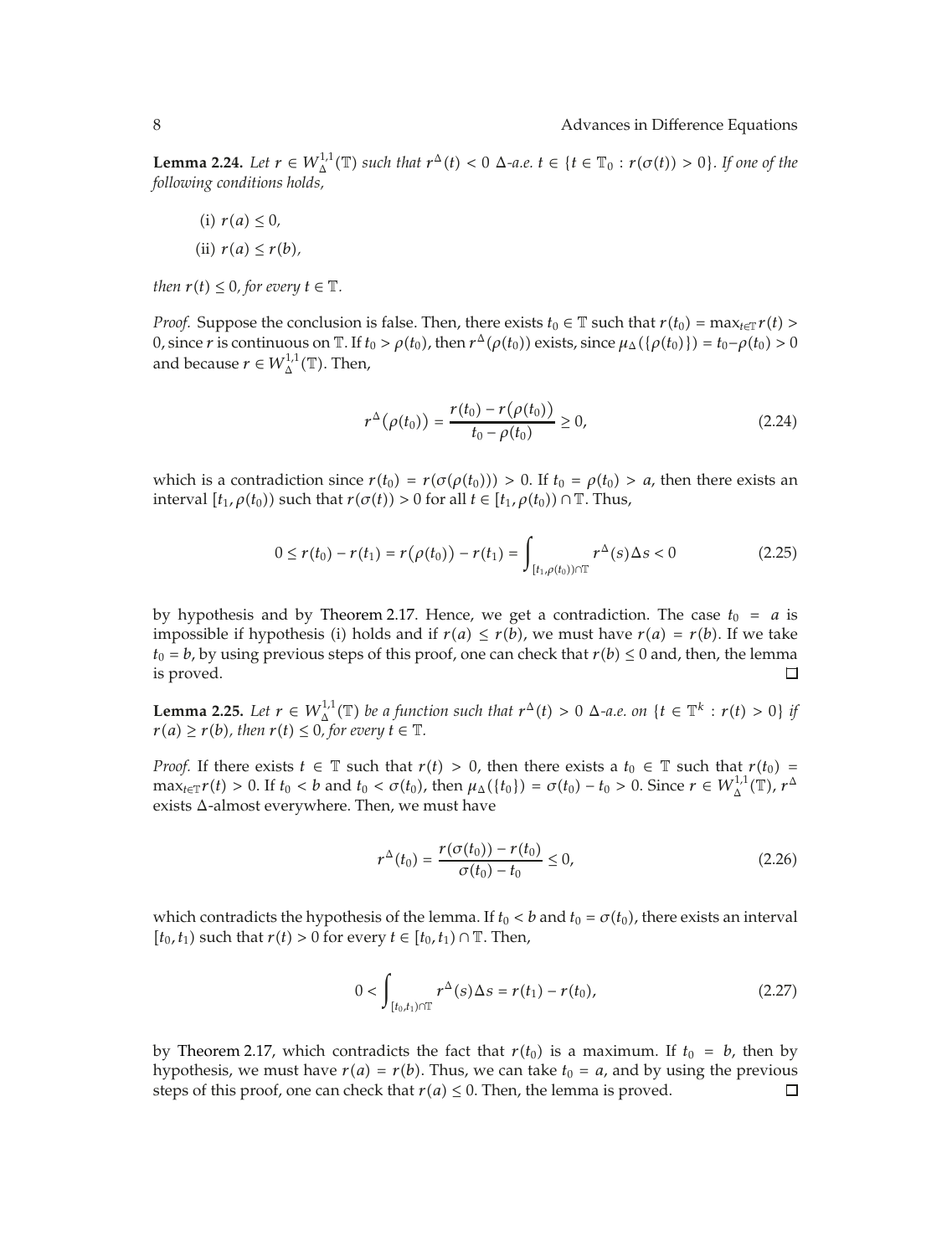**Lemma 2.24.** *Let $r \in W_{\Delta}^{1,1}(\mathbb{T})$ such that $r^{\Delta}(t) < 0$ $\Delta$-a.e. $t \in \{t \in \mathbb{T}_0 : r(\sigma(t)) > 0\}$. If one of the following conditions holds,*

(i) $r(a) \leq 0$,

(ii) $r(a) \leq r(b)$,

*then $r(t) \leq 0$, for every $t \in \mathbb{T}$.*

*Proof.* Suppose the conclusion is false. Then, there exists $t_0 \in \mathbb{T}$ such that $r(t_0) = \max_{t \in \mathbb{T}} r(t) > 0$, since $r$ is continuous on $\mathbb{T}$. If $t_0 > \rho(t_0)$, then $r^{\Delta}(\rho(t_0))$ exists, since $\mu_{\Delta}(\{\rho(t_0)\}) = t_0 - \rho(t_0) > 0$ and because $r \in W_{\Delta}^{1,1}(\mathbb{T})$. Then,

$$r^{\Delta}(\rho(t_0)) = \frac{r(t_0) - r(\rho(t_0))}{t_0 - \rho(t_0)} \geq 0, \tag{2.24}$$

which is a contradiction since $r(t_0) = r(\sigma(\rho(t_0))) > 0$. If $t_0 = \rho(t_0) > a$, then there exists an interval $[t_1, \rho(t_0))$ such that $r(\sigma(t)) > 0$ for all $t \in [t_1, \rho(t_0)) \cap \mathbb{T}$. Thus,

$$0 \leq r(t_0) - r(t_1) = r(\rho(t_0)) - r(t_1) = \int_{[t_1, \rho(t_0)) \cap \mathbb{T}} r^{\Delta}(s) \Delta s < 0 \tag{2.25}$$

by hypothesis and by Theorem 2.17. Hence, we get a contradiction. The case $t_0 = a$ is impossible if hypothesis (i) holds and if $r(a) \leq r(b)$, we must have $r(a) = r(b)$. If we take $t_0 = b$, by using previous steps of this proof, one can check that $r(b) \leq 0$ and, then, the lemma is proved. □

**Lemma 2.25.** *Let $r \in W_{\Delta}^{1,1}(\mathbb{T})$ be a function such that $r^{\Delta}(t) > 0$ $\Delta$-a.e. on $\{t \in \mathbb{T}^k : r(t) > 0\}$ if $r(a) \geq r(b)$, then $r(t) \leq 0$, for every $t \in \mathbb{T}$.*

*Proof.* If there exists $t \in \mathbb{T}$ such that $r(t) > 0$, then there exists a $t_0 \in \mathbb{T}$ such that $r(t_0) = \max_{t \in \mathbb{T}} r(t) > 0$. If $t_0 < b$ and $t_0 < \sigma(t_0)$, then $\mu_{\Delta}(\{t_0\}) = \sigma(t_0) - t_0 > 0$. Since $r \in W_{\Delta}^{1,1}(\mathbb{T})$, $r^{\Delta}$ exists $\Delta$-almost everywhere. Then, we must have

$$r^{\Delta}(t_0) = \frac{r(\sigma(t_0)) - r(t_0)}{\sigma(t_0) - t_0} \leq 0, \tag{2.26}$$

which contradicts the hypothesis of the lemma. If $t_0 < b$ and $t_0 = \sigma(t_0)$, there exists an interval $[t_0, t_1)$ such that $r(t) > 0$ for every $t \in [t_0, t_1) \cap \mathbb{T}$. Then,

$$0 < \int_{[t_0, t_1) \cap \mathbb{T}} r^{\Delta}(s) \Delta s = r(t_1) - r(t_0), \tag{2.27}$$

by Theorem 2.17, which contradicts the fact that $r(t_0)$ is a maximum. If $t_0 = b$, then by hypothesis, we must have $r(a) = r(b)$. Thus, we can take $t_0 = a$, and by using the previous steps of this proof, one can check that $r(a) \leq 0$. Then, the lemma is proved. □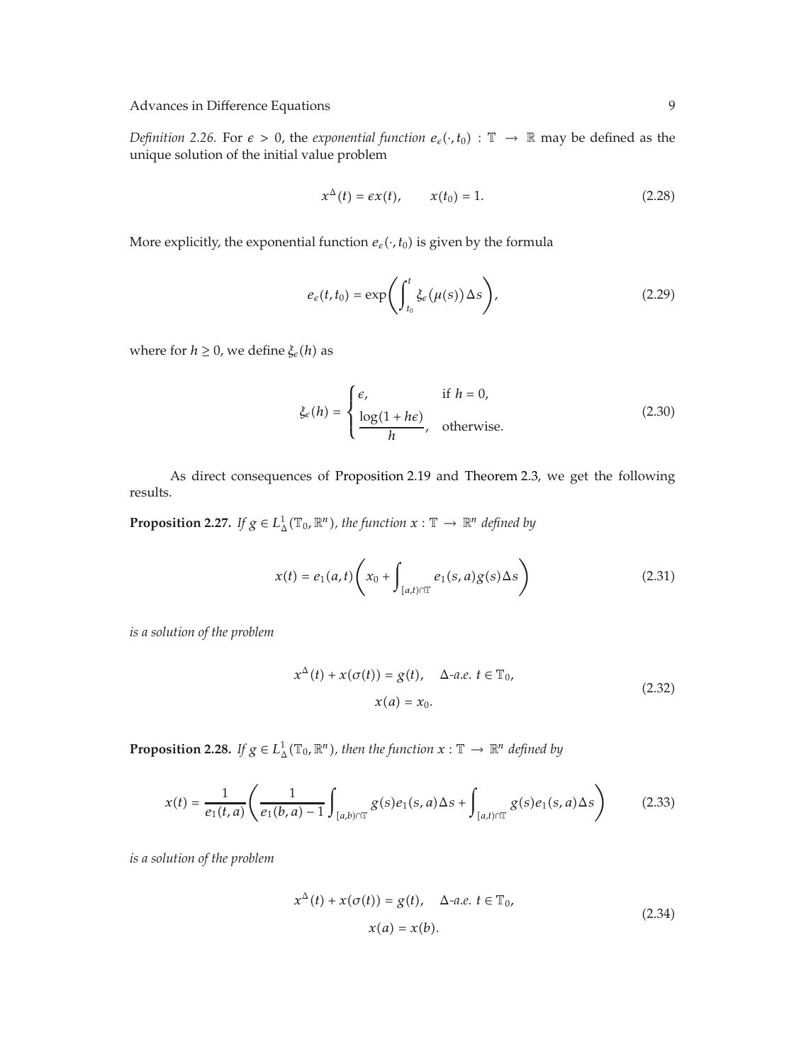*Definition 2.26.* For $\epsilon > 0$, the *exponential function* $e_\epsilon(\cdot, t_0) : \mathbb{T} \to \mathbb{R}$ may be defined as the unique solution of the initial value problem

$$x^\Delta(t) = \epsilon x(t), \qquad x(t_0) = 1. \tag{2.28}$$

More explicitly, the exponential function $e_\epsilon(\cdot, t_0)$ is given by the formula

$$e_\epsilon(t, t_0) = \exp\left(\int_{t_0}^{t} \xi_\epsilon(\mu(s))\,\Delta s\right), \tag{2.29}$$

where for $h \geq 0$, we define $\xi_\epsilon(h)$ as

$$\xi_\epsilon(h) = \begin{cases} \epsilon, & \text{if } h = 0, \\ \dfrac{\log(1 + h\epsilon)}{h}, & \text{otherwise.} \end{cases} \tag{2.30}$$

As direct consequences of Proposition 2.19 and Theorem 2.3, we get the following results.

**Proposition 2.27.** *If $g \in L^1_\Delta(\mathbb{T}_0, \mathbb{R}^n)$, the function $x : \mathbb{T} \to \mathbb{R}^n$ defined by*

$$x(t) = e_1(a, t)\left(x_0 + \int_{[a,t)\cap\mathbb{T}} e_1(s, a) g(s)\Delta s\right) \tag{2.31}$$

*is a solution of the problem*

$$\begin{gathered} x^\Delta(t) + x(\sigma(t)) = g(t), \quad \Delta\text{-a.e. } t \in \mathbb{T}_0, \\ x(a) = x_0. \end{gathered} \tag{2.32}$$

**Proposition 2.28.** *If $g \in L^1_\Delta(\mathbb{T}_0, \mathbb{R}^n)$, then the function $x : \mathbb{T} \to \mathbb{R}^n$ defined by*

$$x(t) = \frac{1}{e_1(t, a)}\left(\frac{1}{e_1(b, a) - 1}\int_{[a,b)\cap\mathbb{T}} g(s) e_1(s, a)\Delta s + \int_{[a,t)\cap\mathbb{T}} g(s) e_1(s, a)\Delta s\right) \tag{2.33}$$

*is a solution of the problem*

$$\begin{gathered} x^\Delta(t) + x(\sigma(t)) = g(t), \quad \Delta\text{-a.e. } t \in \mathbb{T}_0, \\ x(a) = x(b). \end{gathered} \tag{2.34}$$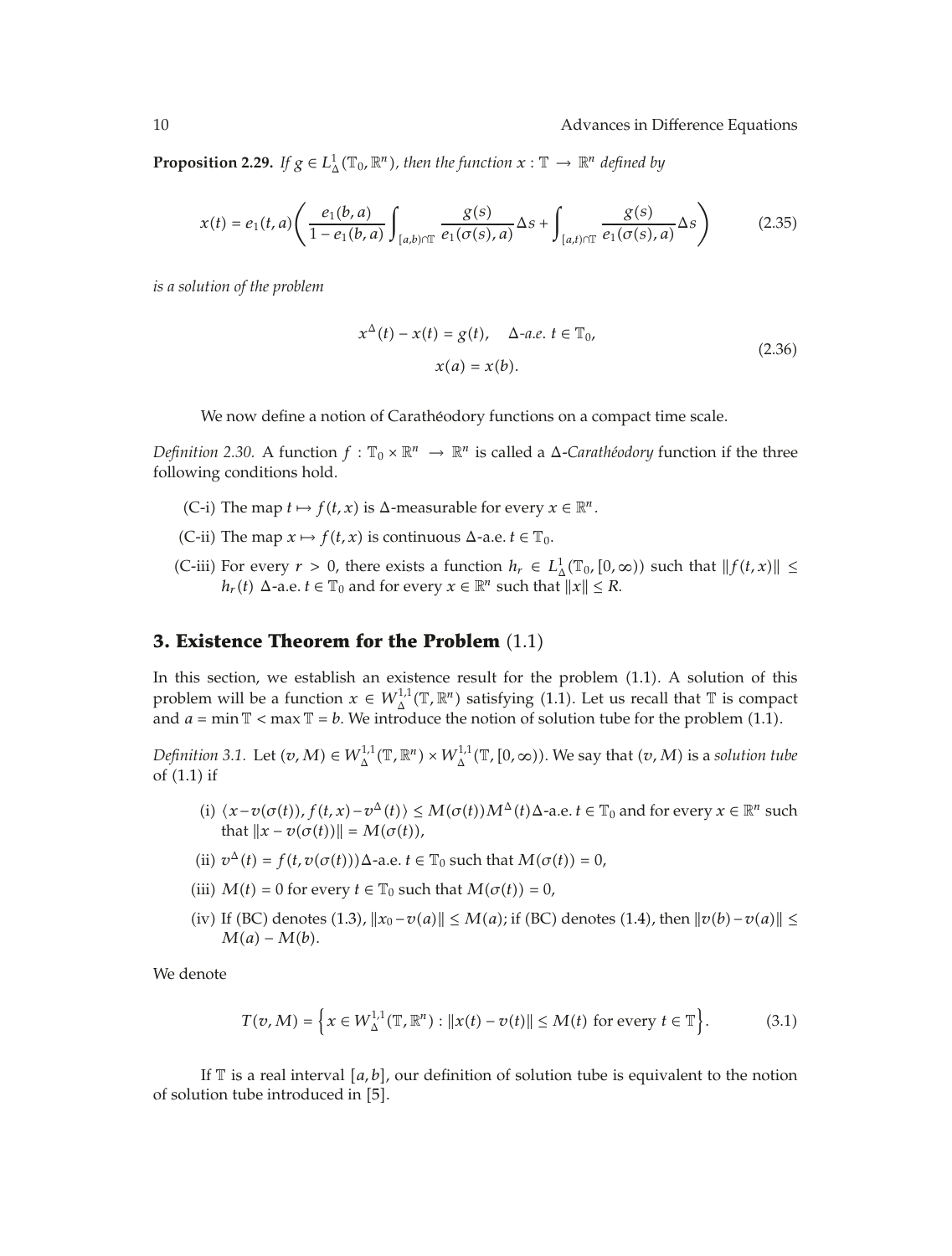**Proposition 2.29.** *If $g \in L^1_\Delta(\mathbb{T}_0, \mathbb{R}^n)$, then the function $x : \mathbb{T} \to \mathbb{R}^n$ defined by*

$$x(t) = e_1(t,a)\left( \frac{e_1(b,a)}{1 - e_1(b,a)} \int_{[a,b)\cap\mathbb{T}} \frac{g(s)}{e_1(\sigma(s),a)} \Delta s + \int_{[a,t)\cap\mathbb{T}} \frac{g(s)}{e_1(\sigma(s),a)} \Delta s \right) \tag{2.35}$$

*is a solution of the problem*

$$\begin{gathered} x^\Delta(t) - x(t) = g(t), \quad \Delta\text{-a.e. } t \in \mathbb{T}_0, \\ x(a) = x(b). \end{gathered} \tag{2.36}$$

We now define a notion of Carathéodory functions on a compact time scale.

*Definition 2.30.* A function $f : \mathbb{T}_0 \times \mathbb{R}^n \to \mathbb{R}^n$ is called a $\Delta$-*Carathéodory* function if the three following conditions hold.

(C-i) The map $t \mapsto f(t,x)$ is $\Delta$-measurable for every $x \in \mathbb{R}^n$.

(C-ii) The map $x \mapsto f(t,x)$ is continuous $\Delta$-a.e. $t \in \mathbb{T}_0$.

(C-iii) For every $r > 0$, there exists a function $h_r \in L^1_\Delta(\mathbb{T}_0, [0,\infty))$ such that $\|f(t,x)\| \leq h_r(t)$ $\Delta$-a.e. $t \in \mathbb{T}_0$ and for every $x \in \mathbb{R}^n$ such that $\|x\| \leq R$.

## 3. Existence Theorem for the Problem (1.1)

In this section, we establish an existence result for the problem (1.1). A solution of this problem will be a function $x \in W^{1,1}_\Delta(\mathbb{T}, \mathbb{R}^n)$ satisfying (1.1). Let us recall that $\mathbb{T}$ is compact and $a = \min \mathbb{T} < \max \mathbb{T} = b$. We introduce the notion of solution tube for the problem (1.1).

*Definition 3.1.* Let $(v, M) \in W^{1,1}_\Delta(\mathbb{T}, \mathbb{R}^n) \times W^{1,1}_\Delta(\mathbb{T}, [0,\infty))$. We say that $(v, M)$ is a *solution tube* of (1.1) if

(i) $\langle x - v(\sigma(t)), f(t,x) - v^\Delta(t) \rangle \leq M(\sigma(t)) M^\Delta(t)$ $\Delta$-a.e. $t \in \mathbb{T}_0$ and for every $x \in \mathbb{R}^n$ such that $\|x - v(\sigma(t))\| = M(\sigma(t))$,

(ii) $v^\Delta(t) = f(t, v(\sigma(t)))$ $\Delta$-a.e. $t \in \mathbb{T}_0$ such that $M(\sigma(t)) = 0$,

(iii) $M(t) = 0$ for every $t \in \mathbb{T}_0$ such that $M(\sigma(t)) = 0$,

(iv) If (BC) denotes (1.3), $\|x_0 - v(a)\| \leq M(a)$; if (BC) denotes (1.4), then $\|v(b) - v(a)\| \leq M(a) - M(b)$.

We denote

$$T(v, M) = \left\{ x \in W^{1,1}_\Delta(\mathbb{T}, \mathbb{R}^n) : \|x(t) - v(t)\| \leq M(t) \text{ for every } t \in \mathbb{T} \right\}. \tag{3.1}$$

If $\mathbb{T}$ is a real interval $[a,b]$, our definition of solution tube is equivalent to the notion of solution tube introduced in [5].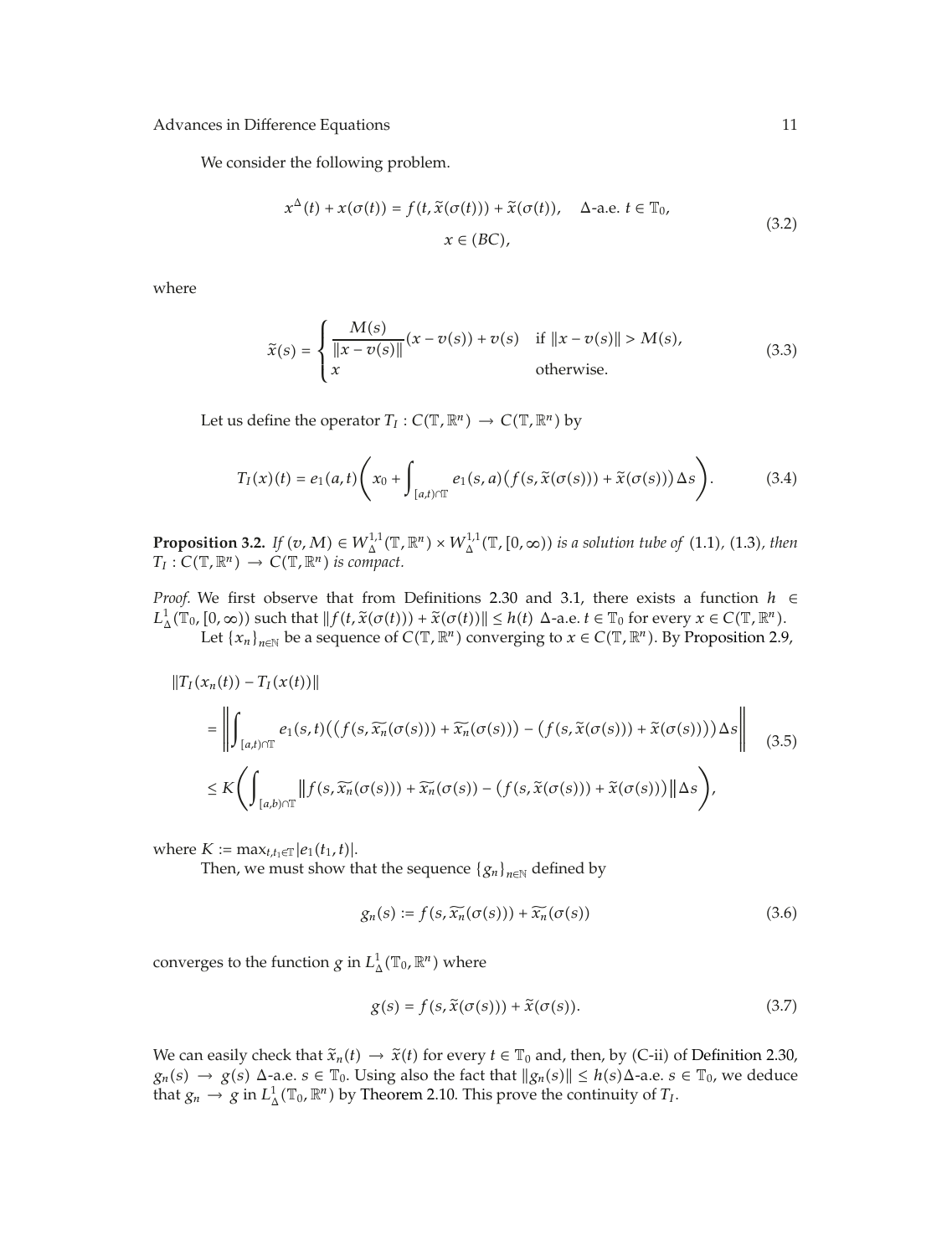We consider the following problem.

$$x^{\Delta}(t) + x(\sigma(t)) = f(t, \widetilde{x}(\sigma(t))) + \widetilde{x}(\sigma(t)), \quad \Delta\text{-a.e. } t \in \mathbb{T}_0,$$
$$x \in (BC), \tag{3.2}$$

where

$$\widetilde{x}(s) = \begin{cases} \dfrac{M(s)}{\|x - v(s)\|}(x - v(s)) + v(s) & \text{if } \|x - v(s)\| > M(s), \\ x & \text{otherwise.} \end{cases} \tag{3.3}$$

Let us define the operator $T_I : C(\mathbb{T}, \mathbb{R}^n) \to C(\mathbb{T}, \mathbb{R}^n)$ by

$$T_I(x)(t) = e_1(a, t)\left( x_0 + \int_{[a,t)\cap\mathbb{T}} e_1(s, a)\big(f(s, \widetilde{x}(\sigma(s))) + \widetilde{x}(\sigma(s))\big)\Delta s \right). \tag{3.4}$$

**Proposition 3.2.** *If $(v, M) \in W^{1,1}_{\Delta}(\mathbb{T}, \mathbb{R}^n) \times W^{1,1}_{\Delta}(\mathbb{T}, [0, \infty))$ is a solution tube of* (1.1)*,* (1.3)*, then $T_I : C(\mathbb{T}, \mathbb{R}^n) \to C(\mathbb{T}, \mathbb{R}^n)$ is compact.*

*Proof.* We first observe that from Definitions 2.30 and 3.1, there exists a function $h \in L^1_{\Delta}(\mathbb{T}_0, [0, \infty))$ such that $\|f(t, \widetilde{x}(\sigma(t))) + \widetilde{x}(\sigma(t))\| \le h(t)$ $\Delta$-a.e. $t \in \mathbb{T}_0$ for every $x \in C(\mathbb{T}, \mathbb{R}^n)$.

Let $\{x_n\}_{n\in\mathbb{N}}$ be a sequence of $C(\mathbb{T}, \mathbb{R}^n)$ converging to $x \in C(\mathbb{T}, \mathbb{R}^n)$. By Proposition 2.9,

$$\begin{aligned} &\|T_I(x_n(t)) - T_I(x(t))\| \\ &= \left\| \int_{[a,t)\cap\mathbb{T}} e_1(s, t)\Big(\big(f(s, \widetilde{x_n}(\sigma(s))) + \widetilde{x_n}(\sigma(s))\big) - \big(f(s, \widetilde{x}(\sigma(s))) + \widetilde{x}(\sigma(s))\big)\Big)\Delta s \right\| \\ &\le K\left( \int_{[a,b)\cap\mathbb{T}} \big\| f(s, \widetilde{x_n}(\sigma(s))) + \widetilde{x_n}(\sigma(s)) - \big(f(s, \widetilde{x}(\sigma(s))) + \widetilde{x}(\sigma(s))\big) \big\| \Delta s \right), \end{aligned} \tag{3.5}$$

where $K := \max_{t,t_1\in\mathbb{T}} |e_1(t_1, t)|$.

Then, we must show that the sequence $\{g_n\}_{n\in\mathbb{N}}$ defined by

$$g_n(s) := f(s, \widetilde{x_n}(\sigma(s))) + \widetilde{x_n}(\sigma(s)) \tag{3.6}$$

converges to the function $g$ in $L^1_{\Delta}(\mathbb{T}_0, \mathbb{R}^n)$ where

$$g(s) = f(s, \widetilde{x}(\sigma(s))) + \widetilde{x}(\sigma(s)). \tag{3.7}$$

We can easily check that $\widetilde{x}_n(t) \to \widetilde{x}(t)$ for every $t \in \mathbb{T}_0$ and, then, by (C-ii) of Definition 2.30, $g_n(s) \to g(s)$ $\Delta$-a.e. $s \in \mathbb{T}_0$. Using also the fact that $\|g_n(s)\| \le h(s)$ $\Delta$-a.e. $s \in \mathbb{T}_0$, we deduce that $g_n \to g$ in $L^1_{\Delta}(\mathbb{T}_0, \mathbb{R}^n)$ by Theorem 2.10. This prove the continuity of $T_I$.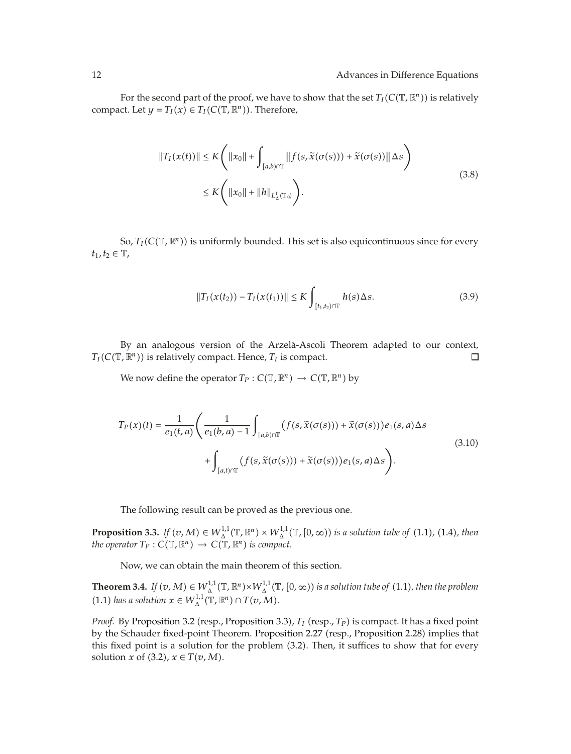For the second part of the proof, we have to show that the set $T_I(C(\mathbb{T}, \mathbb{R}^n))$ is relatively compact. Let $y = T_I(x) \in T_I(C(\mathbb{T}, \mathbb{R}^n))$. Therefore,

$$
\begin{aligned}
\|T_I(x(t))\| &\leq K\left( \|x_0\| + \int_{[a,b)\cap\mathbb{T}} \left\| f(s, \tilde{x}(\sigma(s))) + \tilde{x}(\sigma(s)) \right\| \Delta s \right) \\
&\leq K\left( \|x_0\| + \|h\|_{L^1_\Delta(\mathbb{T}_0)} \right).
\end{aligned}
\tag{3.8}
$$

So, $T_I(C(\mathbb{T}, \mathbb{R}^n))$ is uniformly bounded. This set is also equicontinuous since for every $t_1, t_2 \in \mathbb{T}$,

$$
\|T_I(x(t_2)) - T_I(x(t_1))\| \leq K \int_{[t_1,t_2)\cap\mathbb{T}} h(s)\Delta s. \tag{3.9}
$$

By an analogous version of the Arzelà-Ascoli Theorem adapted to our context, $T_I(C(\mathbb{T}, \mathbb{R}^n))$ is relatively compact. Hence, $T_I$ is compact. □

We now define the operator $T_P : C(\mathbb{T}, \mathbb{R}^n) \to C(\mathbb{T}, \mathbb{R}^n)$ by

$$
\begin{aligned}
T_P(x)(t) = \frac{1}{e_1(t,a)} \Bigg( &\frac{1}{e_1(b,a) - 1} \int_{[a,b)\cap\mathbb{T}} \left( f(s, \tilde{x}(\sigma(s))) + \tilde{x}(\sigma(s)) \right) e_1(s,a) \Delta s \\
&+ \int_{[a,t)\cap\mathbb{T}} \left( f(s, \tilde{x}(\sigma(s))) + \tilde{x}(\sigma(s)) \right) e_1(s,a) \Delta s \Bigg).
\end{aligned}
\tag{3.10}
$$

The following result can be proved as the previous one.

**Proposition 3.3.** *If $(v, M) \in W^{1,1}_\Delta(\mathbb{T}, \mathbb{R}^n) \times W^{1,1}_\Delta(\mathbb{T}, [0, \infty))$ is a solution tube of* (1.1), (1.4)*, then the operator $T_P : C(\mathbb{T}, \mathbb{R}^n) \to C(\mathbb{T}, \mathbb{R}^n)$ is compact.*

Now, we can obtain the main theorem of this section.

**Theorem 3.4.** *If $(v, M) \in W^{1,1}_\Delta(\mathbb{T}, \mathbb{R}^n) \times W^{1,1}_\Delta(\mathbb{T}, [0, \infty))$ is a solution tube of* (1.1)*, then the problem* (1.1) *has a solution $x \in W^{1,1}_\Delta(\mathbb{T}, \mathbb{R}^n) \cap T(v, M)$.*

*Proof.* By Proposition 3.2 (resp., Proposition 3.3), $T_I$ (resp., $T_P$) is compact. It has a fixed point by the Schauder fixed-point Theorem. Proposition 2.27 (resp., Proposition 2.28) implies that this fixed point is a solution for the problem (3.2). Then, it suffices to show that for every solution $x$ of (3.2), $x \in T(v, M)$.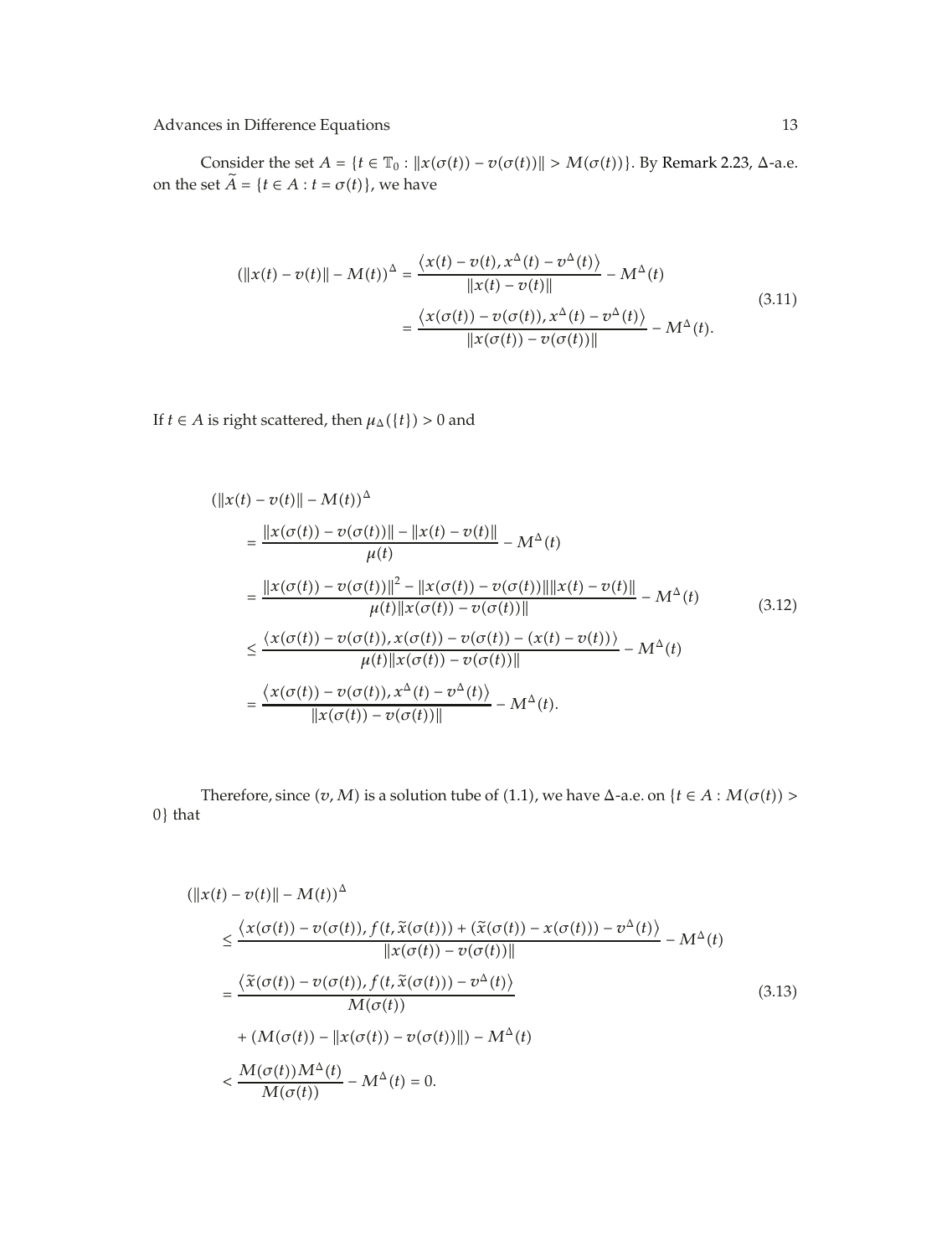Consider the set $A = \{t \in \mathbb{T}_0 : \|x(\sigma(t)) - v(\sigma(t))\| > M(\sigma(t))\}$. By Remark 2.23, $\Delta$-a.e. on the set $\widetilde{A} = \{t \in A : t = \sigma(t)\}$, we have

$$
\begin{aligned}
(\|x(t) - v(t)\| - M(t))^{\Delta} &= \frac{\left\langle x(t) - v(t), x^{\Delta}(t) - v^{\Delta}(t) \right\rangle}{\|x(t) - v(t)\|} - M^{\Delta}(t) \\
&= \frac{\left\langle x(\sigma(t)) - v(\sigma(t)), x^{\Delta}(t) - v^{\Delta}(t) \right\rangle}{\|x(\sigma(t)) - v(\sigma(t))\|} - M^{\Delta}(t).
\end{aligned}
\tag{3.11}
$$

If $t \in A$ is right scattered, then $\mu_{\Delta}(\{t\}) > 0$ and

$$
\begin{aligned}
&(\|x(t) - v(t)\| - M(t))^{\Delta} \\
&\quad = \frac{\|x(\sigma(t)) - v(\sigma(t))\| - \|x(t) - v(t)\|}{\mu(t)} - M^{\Delta}(t) \\
&\quad = \frac{\|x(\sigma(t)) - v(\sigma(t))\|^2 - \|x(\sigma(t)) - v(\sigma(t))\|\|x(t) - v(t)\|}{\mu(t)\|x(\sigma(t)) - v(\sigma(t))\|} - M^{\Delta}(t) \\
&\quad \leq \frac{\left\langle x(\sigma(t)) - v(\sigma(t)), x(\sigma(t)) - v(\sigma(t)) - (x(t) - v(t)) \right\rangle}{\mu(t)\|x(\sigma(t)) - v(\sigma(t))\|} - M^{\Delta}(t) \\
&\quad = \frac{\left\langle x(\sigma(t)) - v(\sigma(t)), x^{\Delta}(t) - v^{\Delta}(t) \right\rangle}{\|x(\sigma(t)) - v(\sigma(t))\|} - M^{\Delta}(t).
\end{aligned}
\tag{3.12}
$$

Therefore, since $(v, M)$ is a solution tube of (1.1), we have $\Delta$-a.e. on $\{t \in A : M(\sigma(t)) > 0\}$ that

$$
\begin{aligned}
&(\|x(t) - v(t)\| - M(t))^{\Delta} \\
&\quad \leq \frac{\left\langle x(\sigma(t)) - v(\sigma(t)), f(t, \widetilde{x}(\sigma(t))) + (\widetilde{x}(\sigma(t)) - x(\sigma(t))) - v^{\Delta}(t) \right\rangle}{\|x(\sigma(t)) - v(\sigma(t))\|} - M^{\Delta}(t) \\
&\quad = \frac{\left\langle \widetilde{x}(\sigma(t)) - v(\sigma(t)), f(t, \widetilde{x}(\sigma(t))) - v^{\Delta}(t) \right\rangle}{M(\sigma(t))} \\
&\qquad + (M(\sigma(t)) - \|x(\sigma(t)) - v(\sigma(t))\|) - M^{\Delta}(t) \\
&\quad < \frac{M(\sigma(t))M^{\Delta}(t)}{M(\sigma(t))} - M^{\Delta}(t) = 0.
\end{aligned}
\tag{3.13}
$$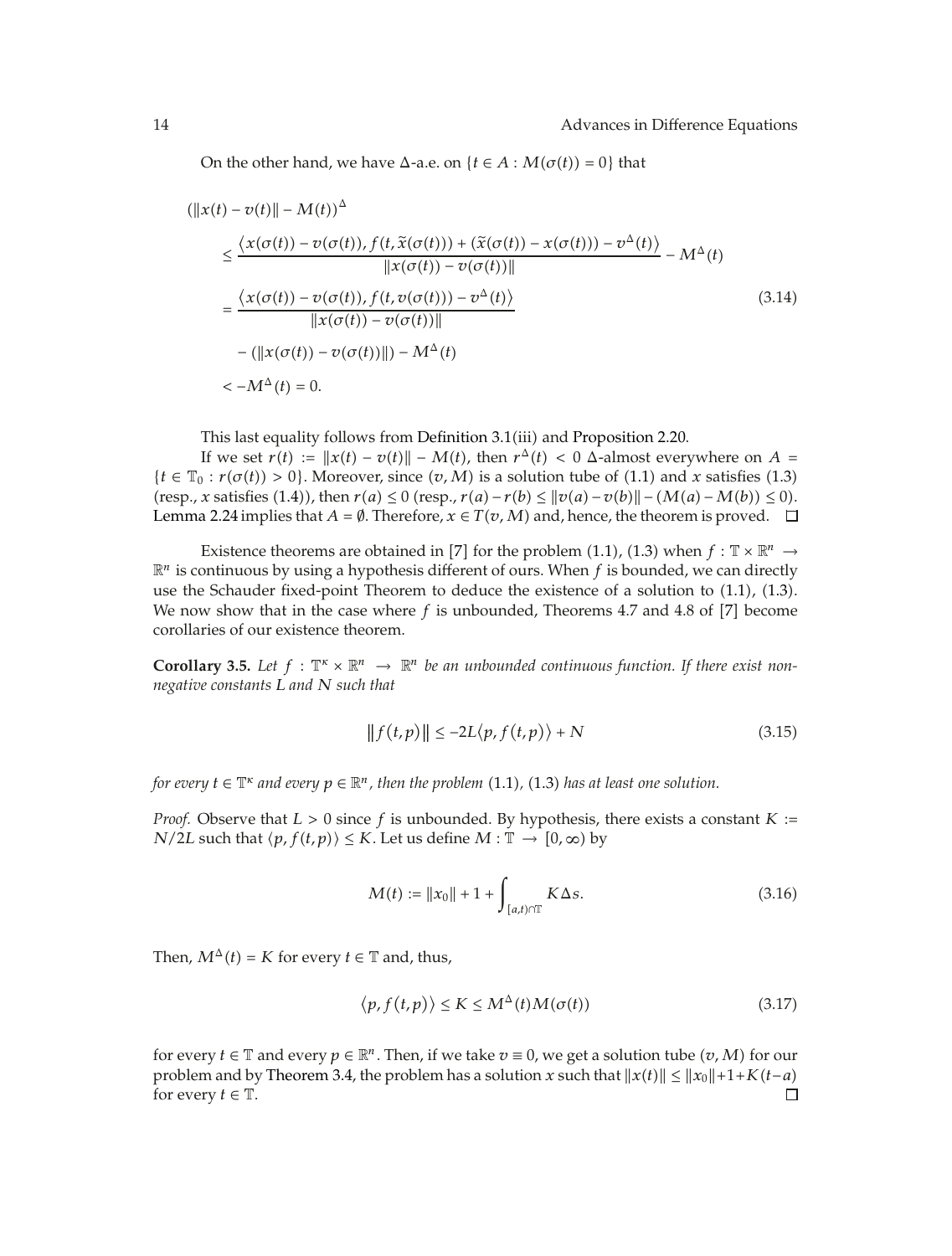On the other hand, we have $\Delta$-a.e. on $\{t \in A : M(\sigma(t)) = 0\}$ that

$$
\begin{aligned}
(\|x(t) - v(t)\| - M(t))^{\Delta} &\leq \frac{\langle x(\sigma(t)) - v(\sigma(t)), f(t, \widetilde{x}(\sigma(t))) + (\widetilde{x}(\sigma(t)) - x(\sigma(t))) - v^{\Delta}(t)\rangle}{\|x(\sigma(t)) - v(\sigma(t))\|} - M^{\Delta}(t) \\
&= \frac{\langle x(\sigma(t)) - v(\sigma(t)), f(t, v(\sigma(t))) - v^{\Delta}(t)\rangle}{\|x(\sigma(t)) - v(\sigma(t))\|} \\
&\quad - (\|x(\sigma(t)) - v(\sigma(t))\|) - M^{\Delta}(t) \\
&< -M^{\Delta}(t) = 0.
\end{aligned}
\tag{3.14}
$$

This last equality follows from Definition 3.1(iii) and Proposition 2.20.

If we set $r(t) := \|x(t) - v(t)\| - M(t)$, then $r^{\Delta}(t) < 0$ $\Delta$-almost everywhere on $A = \{t \in \mathbb{T}_0 : r(\sigma(t)) > 0\}$. Moreover, since $(v, M)$ is a solution tube of (1.1) and $x$ satisfies (1.3) (resp., $x$ satisfies (1.4)), then $r(a) \leq 0$ (resp., $r(a) - r(b) \leq \|v(a) - v(b)\| - (M(a) - M(b)) \leq 0$). Lemma 2.24 implies that $A = \emptyset$. Therefore, $x \in T(v, M)$ and, hence, the theorem is proved. $\square$

Existence theorems are obtained in [7] for the problem (1.1), (1.3) when $f : \mathbb{T} \times \mathbb{R}^n \to \mathbb{R}^n$ is continuous by using a hypothesis different of ours. When $f$ is bounded, we can directly use the Schauder fixed-point Theorem to deduce the existence of a solution to (1.1), (1.3). We now show that in the case where $f$ is unbounded, Theorems 4.7 and 4.8 of [7] become corollaries of our existence theorem.

**Corollary 3.5.** *Let $f : \mathbb{T}^{\kappa} \times \mathbb{R}^n \to \mathbb{R}^n$ be an unbounded continuous function. If there exist nonnegative constants $L$ and $N$ such that*

$$
\|f(t,p)\| \leq -2L\langle p, f(t,p)\rangle + N \tag{3.15}
$$

*for every $t \in \mathbb{T}^{\kappa}$ and every $p \in \mathbb{R}^n$, then the problem (1.1), (1.3) has at least one solution.*

*Proof.* Observe that $L > 0$ since $f$ is unbounded. By hypothesis, there exists a constant $K := N/2L$ such that $\langle p, f(t,p)\rangle \leq K$. Let us define $M : \mathbb{T} \to [0, \infty)$ by

$$
M(t) := \|x_0\| + 1 + \int_{[a,t)\cap\mathbb{T}} K \Delta s. \tag{3.16}
$$

Then, $M^{\Delta}(t) = K$ for every $t \in \mathbb{T}$ and, thus,

$$
\langle p, f(t,p)\rangle \leq K \leq M^{\Delta}(t) M(\sigma(t)) \tag{3.17}
$$

for every $t \in \mathbb{T}$ and every $p \in \mathbb{R}^n$. Then, if we take $v \equiv 0$, we get a solution tube $(v, M)$ for our problem and by Theorem 3.4, the problem has a solution $x$ such that $\|x(t)\| \leq \|x_0\| + 1 + K(t - a)$ for every $t \in \mathbb{T}$. $\square$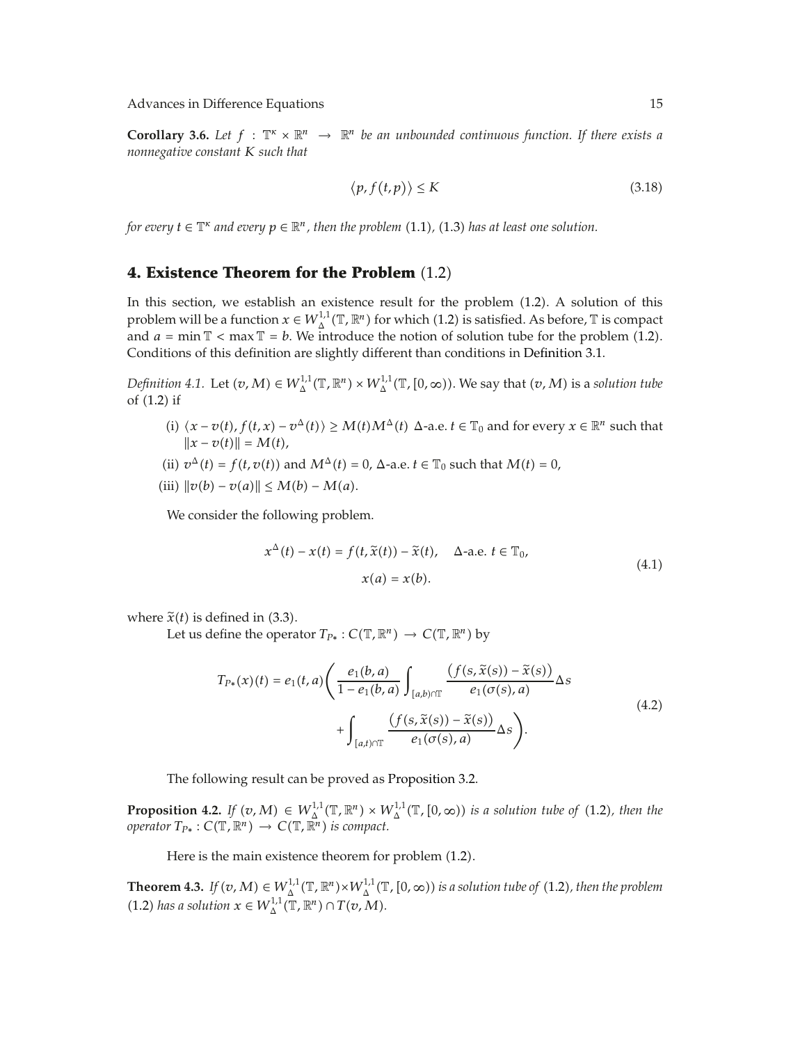**Corollary 3.6.** *Let $f : \mathbb{T}^\kappa \times \mathbb{R}^n \to \mathbb{R}^n$ be an unbounded continuous function. If there exists a nonnegative constant $K$ such that*

$$\langle p, f(t, p) \rangle \leq K \tag{3.18}$$

*for every $t \in \mathbb{T}^\kappa$ and every $p \in \mathbb{R}^n$, then the problem* (1.1), (1.3) *has at least one solution.*

## 4. Existence Theorem for the Problem (1.2)

In this section, we establish an existence result for the problem (1.2). A solution of this problem will be a function $x \in W^{1,1}_\Delta(\mathbb{T}, \mathbb{R}^n)$ for which (1.2) is satisfied. As before, $\mathbb{T}$ is compact and $a = \min \mathbb{T} < \max \mathbb{T} = b$. We introduce the notion of solution tube for the problem (1.2). Conditions of this definition are slightly different than conditions in Definition 3.1.

*Definition 4.1.* Let $(v, M) \in W^{1,1}_\Delta(\mathbb{T}, \mathbb{R}^n) \times W^{1,1}_\Delta(\mathbb{T}, [0, \infty))$. We say that $(v, M)$ is a *solution tube* of (1.2) if

(i) $\langle x - v(t), f(t, x) - v^\Delta(t) \rangle \geq M(t) M^\Delta(t)$ $\Delta$-a.e. $t \in \mathbb{T}_0$ and for every $x \in \mathbb{R}^n$ such that $\|x - v(t)\| = M(t)$,

(ii) $v^\Delta(t) = f(t, v(t))$ and $M^\Delta(t) = 0$, $\Delta$-a.e. $t \in \mathbb{T}_0$ such that $M(t) = 0$,

(iii) $\|v(b) - v(a)\| \leq M(b) - M(a)$.

We consider the following problem.

$$\begin{gathered} x^\Delta(t) - x(t) = f(t, \tilde{x}(t)) - \tilde{x}(t), \quad \Delta\text{-a.e. } t \in \mathbb{T}_0, \\ x(a) = x(b). \end{gathered} \tag{4.1}$$

where $\tilde{x}(t)$ is defined in (3.3).

Let us define the operator $T_{P*} : C(\mathbb{T}, \mathbb{R}^n) \to C(\mathbb{T}, \mathbb{R}^n)$ by

$$\begin{aligned} T_{P*}(x)(t) = e_1(t, a) \Bigg( & \frac{e_1(b, a)}{1 - e_1(b, a)} \int_{[a,b) \cap \mathbb{T}} \frac{\left(f(s, \tilde{x}(s)) - \tilde{x}(s)\right)}{e_1(\sigma(s), a)} \Delta s \\ & + \int_{[a,t) \cap \mathbb{T}} \frac{\left(f(s, \tilde{x}(s)) - \tilde{x}(s)\right)}{e_1(\sigma(s), a)} \Delta s \Bigg). \end{aligned} \tag{4.2}$$

The following result can be proved as Proposition 3.2.

**Proposition 4.2.** *If $(v, M) \in W^{1,1}_\Delta(\mathbb{T}, \mathbb{R}^n) \times W^{1,1}_\Delta(\mathbb{T}, [0, \infty))$ is a solution tube of* (1.2)*, then the operator $T_{P*} : C(\mathbb{T}, \mathbb{R}^n) \to C(\mathbb{T}, \mathbb{R}^n)$ is compact.*

Here is the main existence theorem for problem (1.2).

**Theorem 4.3.** *If $(v, M) \in W^{1,1}_\Delta(\mathbb{T}, \mathbb{R}^n) \times W^{1,1}_\Delta(\mathbb{T}, [0, \infty))$ is a solution tube of* (1.2)*, then the problem* (1.2) *has a solution $x \in W^{1,1}_\Delta(\mathbb{T}, \mathbb{R}^n) \cap T(v, M)$.*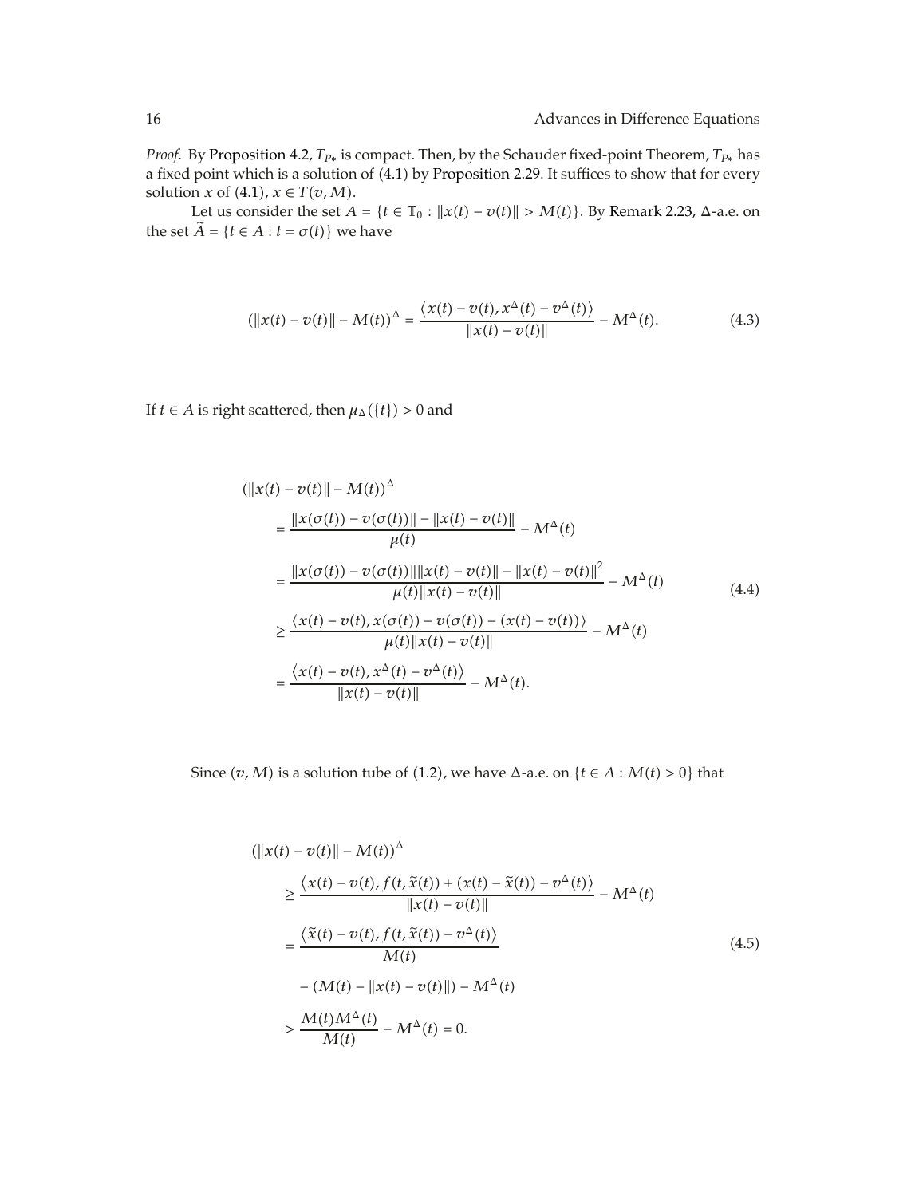*Proof.* By Proposition 4.2, $T_{P*}$ is compact. Then, by the Schauder fixed-point Theorem, $T_{P*}$ has a fixed point which is a solution of (4.1) by Proposition 2.29. It suffices to show that for every solution $x$ of (4.1), $x \in T(v, M)$.

Let us consider the set $A = \{t \in \mathbb{T}_0 : \|x(t) - v(t)\| > M(t)\}$. By Remark 2.23, $\Delta$-a.e. on the set $\widetilde{A} = \{t \in A : t = \sigma(t)\}$ we have

$$(\|x(t) - v(t)\| - M(t))^{\Delta} = \frac{\langle x(t) - v(t), x^{\Delta}(t) - v^{\Delta}(t) \rangle}{\|x(t) - v(t)\|} - M^{\Delta}(t). \tag{4.3}$$

If $t \in A$ is right scattered, then $\mu_{\Delta}(\{t\}) > 0$ and

$$\begin{aligned}
(\|x(t) - v(t)\| - M(t))^{\Delta}
&= \frac{\|x(\sigma(t)) - v(\sigma(t))\| - \|x(t) - v(t)\|}{\mu(t)} - M^{\Delta}(t) \\
&= \frac{\|x(\sigma(t)) - v(\sigma(t))\|\|x(t) - v(t)\| - \|x(t) - v(t)\|^2}{\mu(t)\|x(t) - v(t)\|} - M^{\Delta}(t) \\
&\geq \frac{\langle x(t) - v(t), x(\sigma(t)) - v(\sigma(t)) - (x(t) - v(t)) \rangle}{\mu(t)\|x(t) - v(t)\|} - M^{\Delta}(t) \\
&= \frac{\langle x(t) - v(t), x^{\Delta}(t) - v^{\Delta}(t) \rangle}{\|x(t) - v(t)\|} - M^{\Delta}(t).
\end{aligned} \tag{4.4}$$

Since $(v, M)$ is a solution tube of (1.2), we have $\Delta$-a.e. on $\{t \in A : M(t) > 0\}$ that

$$\begin{aligned}
(\|x(t) - v(t)\| - M(t))^{\Delta}
&\geq \frac{\langle x(t) - v(t), f(t, \widetilde{x}(t)) + (x(t) - \widetilde{x}(t)) - v^{\Delta}(t) \rangle}{\|x(t) - v(t)\|} - M^{\Delta}(t) \\
&= \frac{\langle \widetilde{x}(t) - v(t), f(t, \widetilde{x}(t)) - v^{\Delta}(t) \rangle}{M(t)} \\
&\quad - (M(t) - \|x(t) - v(t)\|) - M^{\Delta}(t) \\
&> \frac{M(t) M^{\Delta}(t)}{M(t)} - M^{\Delta}(t) = 0.
\end{aligned} \tag{4.5}$$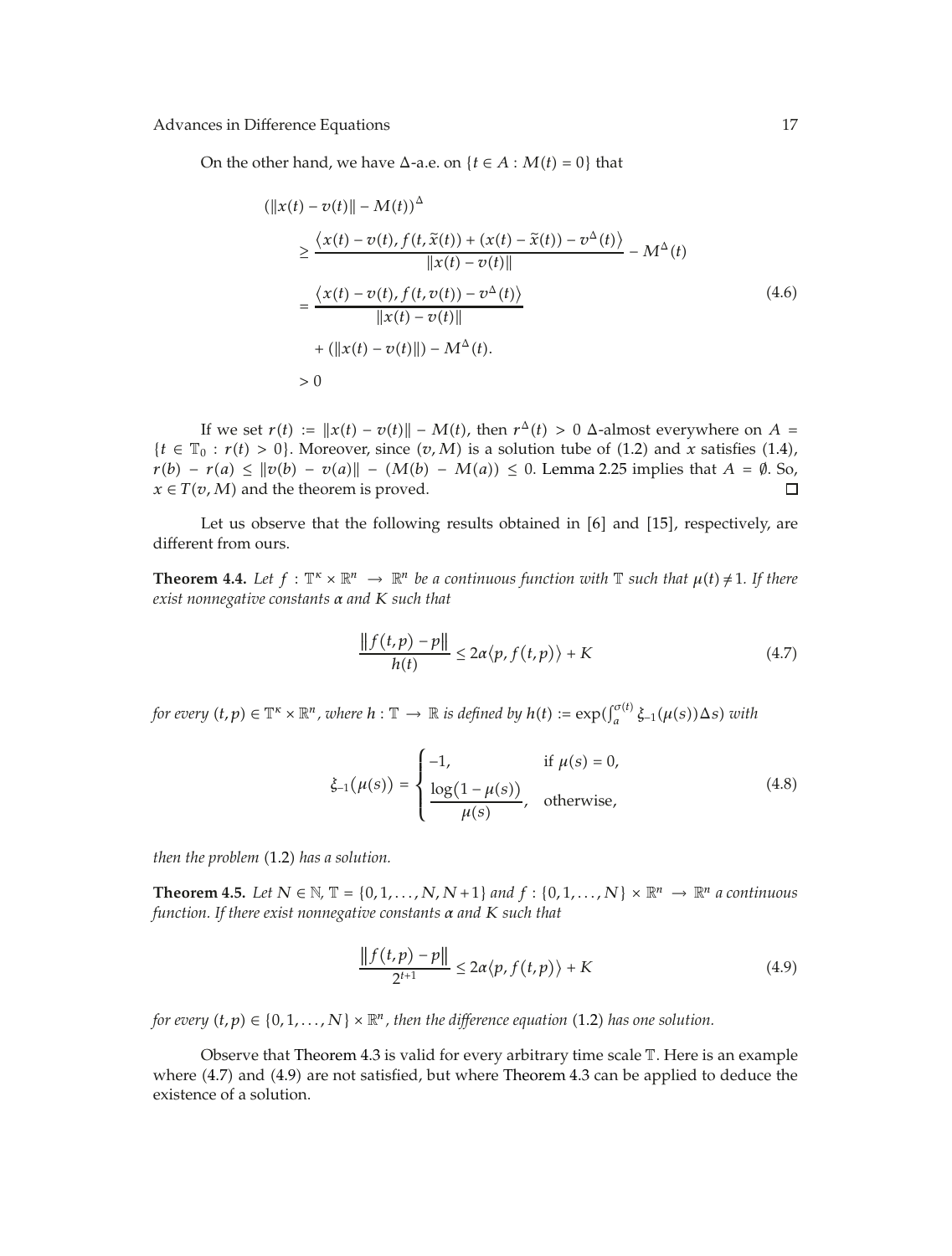On the other hand, we have $\Delta$-a.e. on $\{t \in A : M(t) = 0\}$ that

$$
\begin{aligned}
(\|x(t) - v(t)\| - M(t))^{\Delta} & \\
&\geq \frac{\langle x(t) - v(t), f(t, \widetilde{x}(t)) + (x(t) - \widetilde{x}(t)) - v^{\Delta}(t)\rangle}{\|x(t) - v(t)\|} - M^{\Delta}(t) \\
&= \frac{\langle x(t) - v(t), f(t, v(t)) - v^{\Delta}(t)\rangle}{\|x(t) - v(t)\|} \\
&\quad + (\|x(t) - v(t)\|) - M^{\Delta}(t). \\
&> 0
\end{aligned}
\tag{4.6}
$$

If we set $r(t) := \|x(t) - v(t)\| - M(t)$, then $r^{\Delta}(t) > 0$ $\Delta$-almost everywhere on $A = \{t \in \mathbb{T}_0 : r(t) > 0\}$. Moreover, since $(v, M)$ is a solution tube of (1.2) and $x$ satisfies (1.4), $r(b) - r(a) \leq \|v(b) - v(a)\| - (M(b) - M(a)) \leq 0$. Lemma 2.25 implies that $A = \emptyset$. So, $x \in T(v, M)$ and the theorem is proved. □

Let us observe that the following results obtained in [6] and [15], respectively, are different from ours.

**Theorem 4.4.** *Let $f : \mathbb{T}^{\kappa} \times \mathbb{R}^n \to \mathbb{R}^n$ be a continuous function with $\mathbb{T}$ such that $\mu(t) \neq 1$. If there exist nonnegative constants $\alpha$ and $K$ such that*

$$
\frac{\|f(t, p) - p\|}{h(t)} \leq 2\alpha \langle p, f(t, p)\rangle + K \tag{4.7}
$$

*for every $(t, p) \in \mathbb{T}^{\kappa} \times \mathbb{R}^n$, where $h : \mathbb{T} \to \mathbb{R}$ is defined by $h(t) := \exp(\int_a^{\sigma(t)} \xi_{-1}(\mu(s))\Delta s)$ with*

$$
\xi_{-1}(\mu(s)) = \begin{cases} -1, & \text{if } \mu(s) = 0, \\ \dfrac{\log(1 - \mu(s))}{\mu(s)}, & \text{otherwise,} \end{cases} \tag{4.8}
$$

*then the problem* (1.2) *has a solution.*

**Theorem 4.5.** *Let $N \in \mathbb{N}$, $\mathbb{T} = \{0, 1, \ldots, N, N+1\}$ and $f : \{0, 1, \ldots, N\} \times \mathbb{R}^n \to \mathbb{R}^n$ a continuous function. If there exist nonnegative constants $\alpha$ and $K$ such that*

$$
\frac{\|f(t, p) - p\|}{2^{t+1}} \leq 2\alpha \langle p, f(t, p)\rangle + K \tag{4.9}
$$

*for every $(t, p) \in \{0, 1, \ldots, N\} \times \mathbb{R}^n$, then the difference equation* (1.2) *has one solution.*

Observe that Theorem 4.3 is valid for every arbitrary time scale $\mathbb{T}$. Here is an example where (4.7) and (4.9) are not satisfied, but where Theorem 4.3 can be applied to deduce the existence of a solution.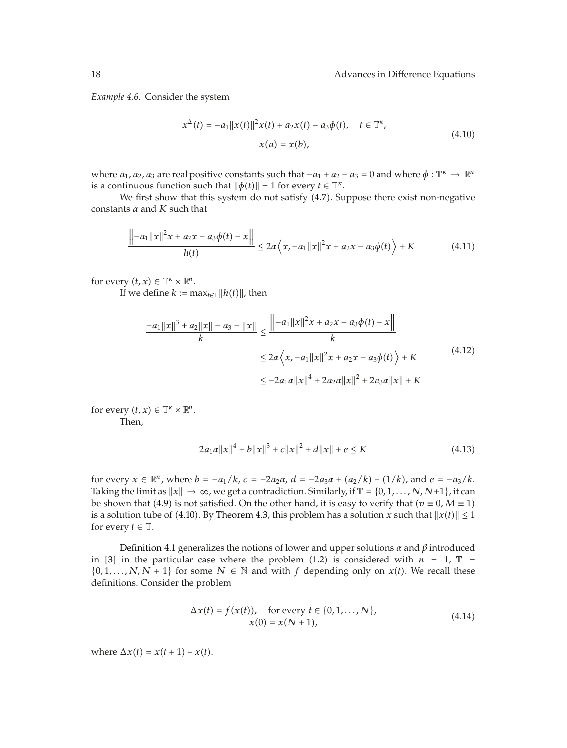*Example 4.6.* Consider the system

$$
\begin{gathered}
x^{\Delta}(t) = -a_1 \|x(t)\|^2 x(t) + a_2 x(t) - a_3 \phi(t), \quad t \in \mathbb{T}^{\kappa}, \\
x(a) = x(b),
\end{gathered}
\tag{4.10}
$$

where $a_1, a_2, a_3$ are real positive constants such that $-a_1 + a_2 - a_3 = 0$ and where $\phi : \mathbb{T}^{\kappa} \to \mathbb{R}^n$ is a continuous function such that $\|\phi(t)\| = 1$ for every $t \in \mathbb{T}^{\kappa}$.

We first show that this system do not satisfy (4.7). Suppose there exist non-negative constants $\alpha$ and $K$ such that

$$
\frac{\left\| -a_1 \|x\|^2 x + a_2 x - a_3 \phi(t) - x \right\|}{h(t)} \leq 2\alpha \left\langle x, -a_1 \|x\|^2 x + a_2 x - a_3 \phi(t) \right\rangle + K \tag{4.11}
$$

for every $(t, x) \in \mathbb{T}^{\kappa} \times \mathbb{R}^n$.

If we define $k := \max_{t \in \mathbb{T}} \|h(t)\|$, then

$$
\begin{aligned}
\frac{-a_1 \|x\|^3 + a_2 \|x\| - a_3 - \|x\|}{k} &\leq \frac{\left\| -a_1 \|x\|^2 x + a_2 x - a_3 \phi(t) - x \right\|}{k} \\
&\leq 2\alpha \left\langle x, -a_1 \|x\|^2 x + a_2 x - a_3 \phi(t) \right\rangle + K \\
&\leq -2a_1 \alpha \|x\|^4 + 2a_2 \alpha \|x\|^2 + 2a_3 \alpha \|x\| + K
\end{aligned}
\tag{4.12}
$$

for every $(t, x) \in \mathbb{T}^{\kappa} \times \mathbb{R}^n$.

Then,

$$
2a_1 \alpha \|x\|^4 + b\|x\|^3 + c\|x\|^2 + d\|x\| + e \leq K \tag{4.13}
$$

for every $x \in \mathbb{R}^n$, where $b = -a_1/k$, $c = -2a_2\alpha$, $d = -2a_3\alpha + (a_2/k) - (1/k)$, and $e = -a_3/k$. Taking the limit as $\|x\| \to \infty$, we get a contradiction. Similarly, if $\mathbb{T} = \{0, 1, \ldots, N, N+1\}$, it can be shown that (4.9) is not satisfied. On the other hand, it is easy to verify that $(v \equiv 0, M \equiv 1)$ is a solution tube of (4.10). By Theorem 4.3, this problem has a solution $x$ such that $\|x(t)\| \leq 1$ for every $t \in \mathbb{T}$.

Definition 4.1 generalizes the notions of lower and upper solutions $\alpha$ and $\beta$ introduced in [3] in the particular case where the problem (1.2) is considered with $n = 1$, $\mathbb{T} = \{0, 1, \ldots, N, N+1\}$ for some $N \in \mathbb{N}$ and with $f$ depending only on $x(t)$. We recall these definitions. Consider the problem

$$
\begin{gathered}
\Delta x(t) = f(x(t)), \quad \text{for every } t \in \{0, 1, \ldots, N\}, \\
x(0) = x(N+1),
\end{gathered}
\tag{4.14}
$$

where $\Delta x(t) = x(t+1) - x(t)$.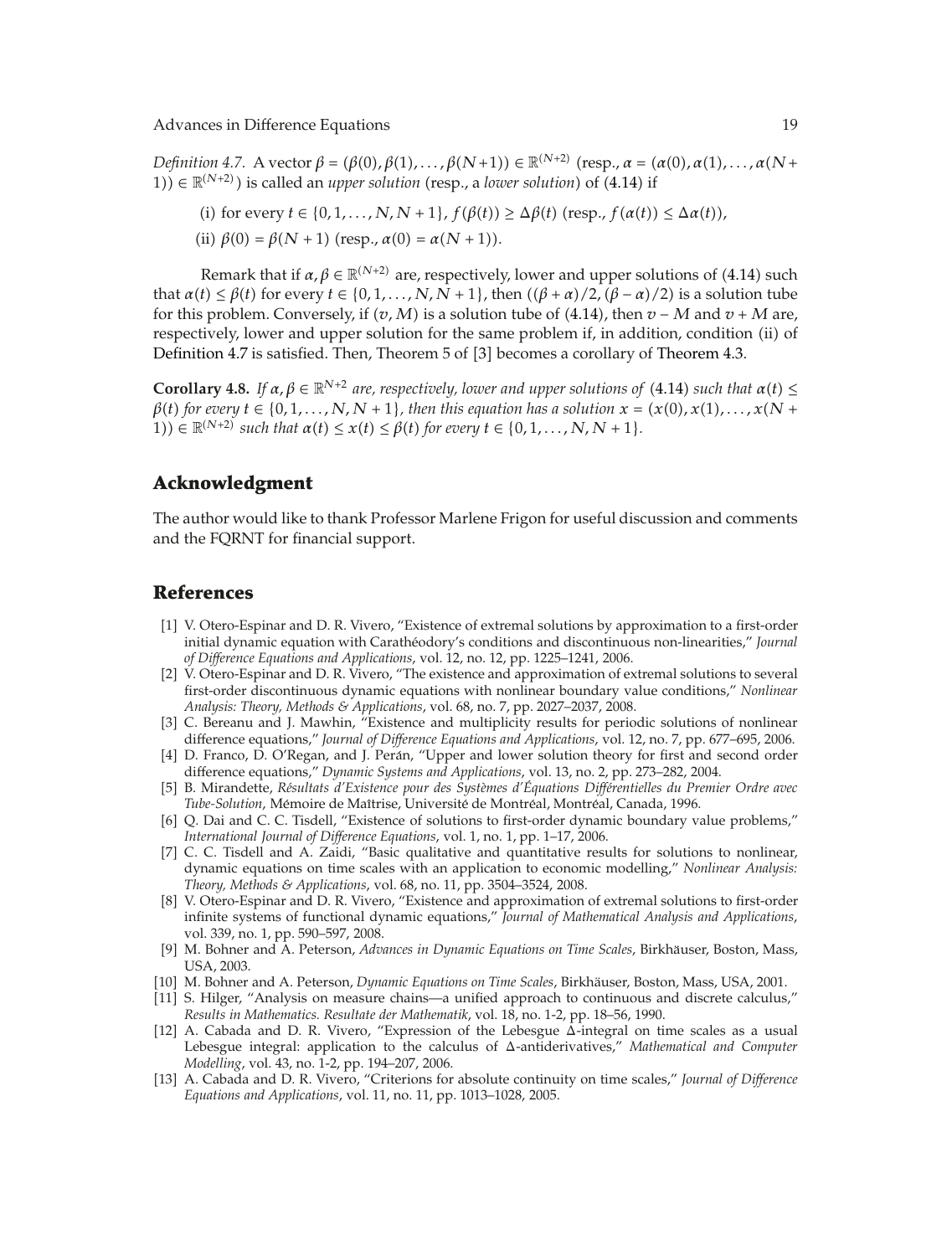*Definition 4.7.* A vector $\beta = (\beta(0), \beta(1), \ldots, \beta(N+1)) \in \mathbb{R}^{(N+2)}$ (resp., $\alpha = (\alpha(0), \alpha(1), \ldots, \alpha(N+1)) \in \mathbb{R}^{(N+2)}$) is called an *upper solution* (resp., a *lower solution*) of (4.14) if

(i) for every $t \in \{0, 1, \ldots, N, N+1\}$, $f(\beta(t)) \geq \Delta\beta(t)$ (resp., $f(\alpha(t)) \leq \Delta\alpha(t)$),

(ii) $\beta(0) = \beta(N+1)$ (resp., $\alpha(0) = \alpha(N+1)$).

Remark that if $\alpha, \beta \in \mathbb{R}^{(N+2)}$ are, respectively, lower and upper solutions of (4.14) such that $\alpha(t) \leq \beta(t)$ for every $t \in \{0, 1, \ldots, N, N+1\}$, then $((\beta+\alpha)/2, (\beta-\alpha)/2)$ is a solution tube for this problem. Conversely, if $(v, M)$ is a solution tube of (4.14), then $v - M$ and $v + M$ are, respectively, lower and upper solution for the same problem if, in addition, condition (ii) of Definition 4.7 is satisfied. Then, Theorem 5 of [3] becomes a corollary of Theorem 4.3.

**Corollary 4.8.** *If $\alpha, \beta \in \mathbb{R}^{N+2}$ are, respectively, lower and upper solutions of (4.14) such that $\alpha(t) \leq \beta(t)$ for every $t \in \{0, 1, \ldots, N, N+1\}$, then this equation has a solution $x = (x(0), x(1), \ldots, x(N+1)) \in \mathbb{R}^{(N+2)}$ such that $\alpha(t) \leq x(t) \leq \beta(t)$ for every $t \in \{0, 1, \ldots, N, N+1\}$.*

## Acknowledgment

The author would like to thank Professor Marlene Frigon for useful discussion and comments and the FQRNT for financial support.

## References

[1] V. Otero-Espinar and D. R. Vivero, "Existence of extremal solutions by approximation to a first-order initial dynamic equation with Carathéodory's conditions and discontinuous non-linearities," *Journal of Difference Equations and Applications*, vol. 12, no. 12, pp. 1225–1241, 2006.

[2] V. Otero-Espinar and D. R. Vivero, "The existence and approximation of extremal solutions to several first-order discontinuous dynamic equations with nonlinear boundary value conditions," *Nonlinear Analysis: Theory, Methods & Applications*, vol. 68, no. 7, pp. 2027–2037, 2008.

[3] C. Bereanu and J. Mawhin, "Existence and multiplicity results for periodic solutions of nonlinear difference equations," *Journal of Difference Equations and Applications*, vol. 12, no. 7, pp. 677–695, 2006.

[4] D. Franco, D. O'Regan, and J. Perán, "Upper and lower solution theory for first and second order difference equations," *Dynamic Systems and Applications*, vol. 13, no. 2, pp. 273–282, 2004.

[5] B. Mirandette, *Résultats d'Existence pour des Systèmes d'Équations Différentielles du Premier Ordre avec Tube-Solution*, Mémoire de Maîtrise, Université de Montréal, Montréal, Canada, 1996.

[6] Q. Dai and C. C. Tisdell, "Existence of solutions to first-order dynamic boundary value problems," *International Journal of Difference Equations*, vol. 1, no. 1, pp. 1–17, 2006.

[7] C. C. Tisdell and A. Zaidi, "Basic qualitative and quantitative results for solutions to nonlinear, dynamic equations on time scales with an application to economic modelling," *Nonlinear Analysis: Theory, Methods & Applications*, vol. 68, no. 11, pp. 3504–3524, 2008.

[8] V. Otero-Espinar and D. R. Vivero, "Existence and approximation of extremal solutions to first-order infinite systems of functional dynamic equations," *Journal of Mathematical Analysis and Applications*, vol. 339, no. 1, pp. 590–597, 2008.

[9] M. Bohner and A. Peterson, *Advances in Dynamic Equations on Time Scales*, Birkhäuser, Boston, Mass, USA, 2003.

[10] M. Bohner and A. Peterson, *Dynamic Equations on Time Scales*, Birkhäuser, Boston, Mass, USA, 2001.

[11] S. Hilger, "Analysis on measure chains—a unified approach to continuous and discrete calculus," *Results in Mathematics. Resultate der Mathematik*, vol. 18, no. 1-2, pp. 18–56, 1990.

[12] A. Cabada and D. R. Vivero, "Expression of the Lebesgue $\Delta$-integral on time scales as a usual Lebesgue integral: application to the calculus of $\Delta$-antiderivatives," *Mathematical and Computer Modelling*, vol. 43, no. 1-2, pp. 194–207, 2006.

[13] A. Cabada and D. R. Vivero, "Criterions for absolute continuity on time scales," *Journal of Difference Equations and Applications*, vol. 11, no. 11, pp. 1013–1028, 2005.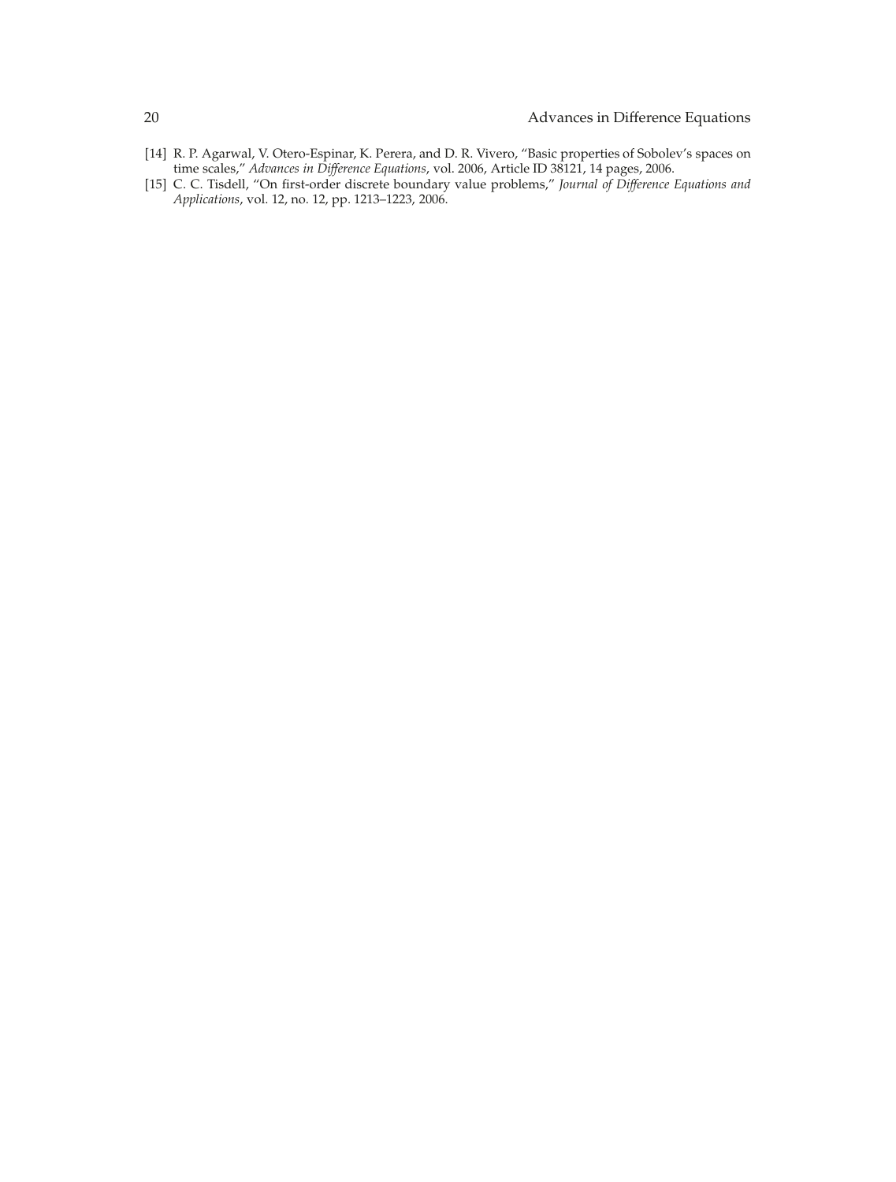[14] R. P. Agarwal, V. Otero-Espinar, K. Perera, and D. R. Vivero, "Basic properties of Sobolev's spaces on time scales," *Advances in Difference Equations*, vol. 2006, Article ID 38121, 14 pages, 2006.

[15] C. C. Tisdell, "On first-order discrete boundary value problems," *Journal of Difference Equations and Applications*, vol. 12, no. 12, pp. 1213–1223, 2006.